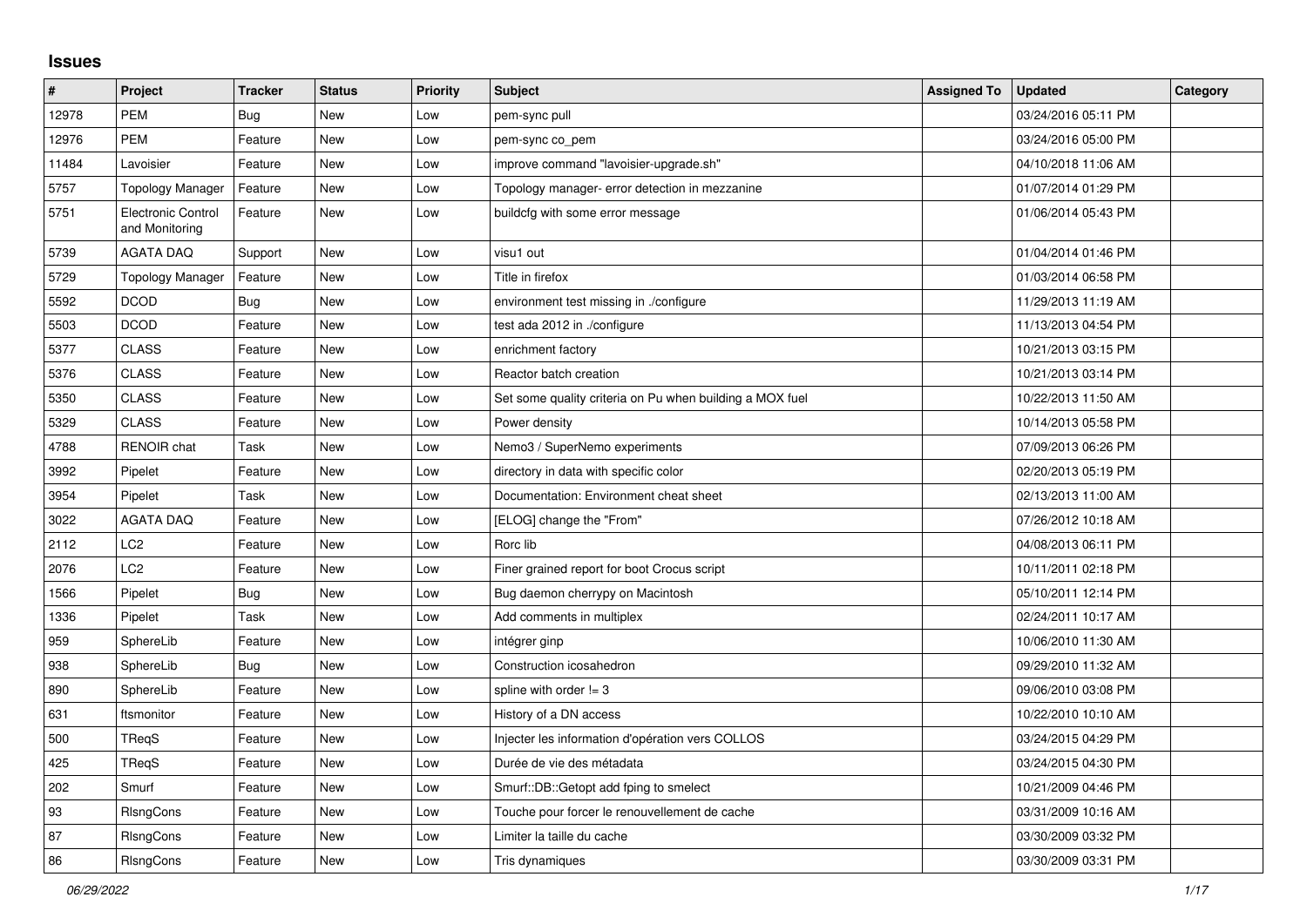## Issues

| # | Project | Tracker | Status | Priority | Subject | Assigned To | Updated | Category |
|---|---|---|---|---|---|---|---|---|
| 12978 | PEM | Bug | New | Low | pem-sync pull | | 03/24/2016 05:11 PM | |
| 12976 | PEM | Feature | New | Low | pem-sync co_pem | | 03/24/2016 05:00 PM | |
| 11484 | Lavoisier | Feature | New | Low | improve command "lavoisier-upgrade.sh" | | 04/10/2018 11:06 AM | |
| 5757 | Topology Manager | Feature | New | Low | Topology manager- error detection in mezzanine | | 01/07/2014 01:29 PM | |
| 5751 | Electronic Control and Monitoring | Feature | New | Low | buildcfg with some error message | | 01/06/2014 05:43 PM | |
| 5739 | AGATA DAQ | Support | New | Low | visu1 out | | 01/04/2014 01:46 PM | |
| 5729 | Topology Manager | Feature | New | Low | Title in firefox | | 01/03/2014 06:58 PM | |
| 5592 | DCOD | Bug | New | Low | environment test missing in ./configure | | 11/29/2013 11:19 AM | |
| 5503 | DCOD | Feature | New | Low | test ada 2012 in ./configure | | 11/13/2013 04:54 PM | |
| 5377 | CLASS | Feature | New | Low | enrichment factory | | 10/21/2013 03:15 PM | |
| 5376 | CLASS | Feature | New | Low | Reactor batch creation | | 10/21/2013 03:14 PM | |
| 5350 | CLASS | Feature | New | Low | Set some quality criteria on Pu when building a MOX fuel | | 10/22/2013 11:50 AM | |
| 5329 | CLASS | Feature | New | Low | Power density | | 10/14/2013 05:58 PM | |
| 4788 | RENOIR chat | Task | New | Low | Nemo3 / SuperNemo experiments | | 07/09/2013 06:26 PM | |
| 3992 | Pipelet | Feature | New | Low | directory in data with specific color | | 02/20/2013 05:19 PM | |
| 3954 | Pipelet | Task | New | Low | Documentation: Environment cheat sheet | | 02/13/2013 11:00 AM | |
| 3022 | AGATA DAQ | Feature | New | Low | [ELOG] change the "From" | | 07/26/2012 10:18 AM | |
| 2112 | LC2 | Feature | New | Low | Rorc lib | | 04/08/2013 06:11 PM | |
| 2076 | LC2 | Feature | New | Low | Finer grained report for boot Crocus script | | 10/11/2011 02:18 PM | |
| 1566 | Pipelet | Bug | New | Low | Bug daemon cherrypy on Macintosh | | 05/10/2011 12:14 PM | |
| 1336 | Pipelet | Task | New | Low | Add comments in multiplex | | 02/24/2011 10:17 AM | |
| 959 | SphereLib | Feature | New | Low | intégrer ginp | | 10/06/2010 11:30 AM | |
| 938 | SphereLib | Bug | New | Low | Construction icosahedron | | 09/29/2010 11:32 AM | |
| 890 | SphereLib | Feature | New | Low | spline with order != 3 | | 09/06/2010 03:08 PM | |
| 631 | ftsmonitor | Feature | New | Low | History of a DN access | | 10/22/2010 10:10 AM | |
| 500 | TReqS | Feature | New | Low | Injecter les information d'opération vers COLLOS | | 03/24/2015 04:29 PM | |
| 425 | TReqS | Feature | New | Low | Durée de vie des métadata | | 03/24/2015 04:30 PM | |
| 202 | Smurf | Feature | New | Low | Smurf::DB::Getopt add fping to smelect | | 10/21/2009 04:46 PM | |
| 93 | RlsngCons | Feature | New | Low | Touche pour forcer le renouvellement de cache | | 03/31/2009 10:16 AM | |
| 87 | RlsngCons | Feature | New | Low | Limiter la taille du cache | | 03/30/2009 03:32 PM | |
| 86 | RlsngCons | Feature | New | Low | Tris dynamiques | | 03/30/2009 03:31 PM | |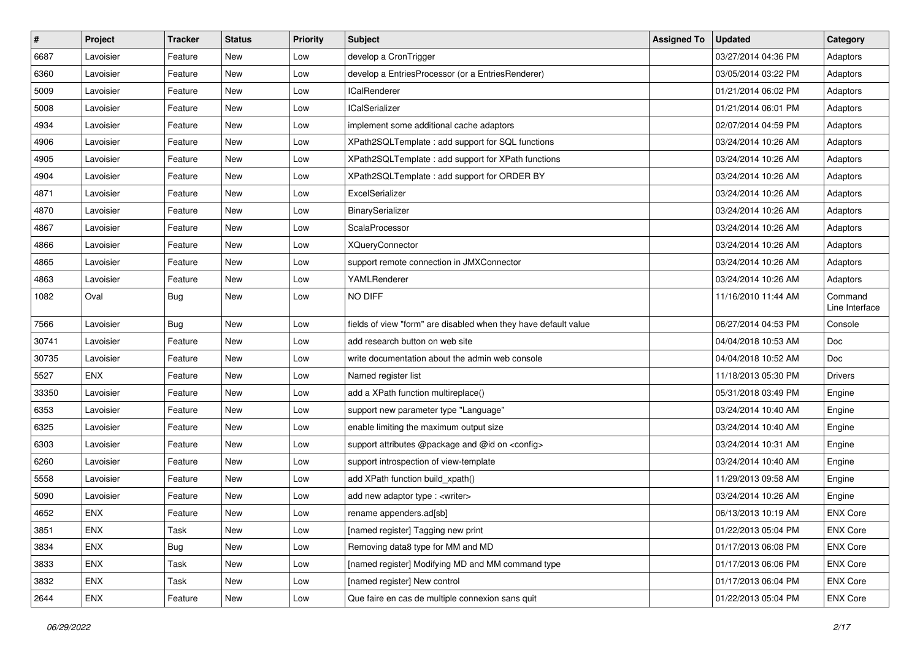| # | Project | Tracker | Status | Priority | Subject | Assigned To | Updated | Category |
|---|---|---|---|---|---|---|---|---|
| 6687 | Lavoisier | Feature | New | Low | develop a CronTrigger | | 03/27/2014 04:36 PM | Adaptors |
| 6360 | Lavoisier | Feature | New | Low | develop a EntriesProcessor (or a EntriesRenderer) | | 03/05/2014 03:22 PM | Adaptors |
| 5009 | Lavoisier | Feature | New | Low | ICalRenderer | | 01/21/2014 06:02 PM | Adaptors |
| 5008 | Lavoisier | Feature | New | Low | ICalSerializer | | 01/21/2014 06:01 PM | Adaptors |
| 4934 | Lavoisier | Feature | New | Low | implement some additional cache adaptors | | 02/07/2014 04:59 PM | Adaptors |
| 4906 | Lavoisier | Feature | New | Low | XPath2SQLTemplate : add support for SQL functions | | 03/24/2014 10:26 AM | Adaptors |
| 4905 | Lavoisier | Feature | New | Low | XPath2SQLTemplate : add support for XPath functions | | 03/24/2014 10:26 AM | Adaptors |
| 4904 | Lavoisier | Feature | New | Low | XPath2SQLTemplate : add support for ORDER BY | | 03/24/2014 10:26 AM | Adaptors |
| 4871 | Lavoisier | Feature | New | Low | ExcelSerializer | | 03/24/2014 10:26 AM | Adaptors |
| 4870 | Lavoisier | Feature | New | Low | BinarySerializer | | 03/24/2014 10:26 AM | Adaptors |
| 4867 | Lavoisier | Feature | New | Low | ScalaProcessor | | 03/24/2014 10:26 AM | Adaptors |
| 4866 | Lavoisier | Feature | New | Low | XQueryConnector | | 03/24/2014 10:26 AM | Adaptors |
| 4865 | Lavoisier | Feature | New | Low | support remote connection in JMXConnector | | 03/24/2014 10:26 AM | Adaptors |
| 4863 | Lavoisier | Feature | New | Low | YAMLRenderer | | 03/24/2014 10:26 AM | Adaptors |
| 1082 | Oval | Bug | New | Low | NO DIFF | | 11/16/2010 11:44 AM | Command Line Interface |
| 7566 | Lavoisier | Bug | New | Low | fields of view "form" are disabled when they have default value | | 06/27/2014 04:53 PM | Console |
| 30741 | Lavoisier | Feature | New | Low | add research button on web site | | 04/04/2018 10:53 AM | Doc |
| 30735 | Lavoisier | Feature | New | Low | write documentation about the admin web console | | 04/04/2018 10:52 AM | Doc |
| 5527 | ENX | Feature | New | Low | Named register list | | 11/18/2013 05:30 PM | Drivers |
| 33350 | Lavoisier | Feature | New | Low | add a XPath function multireplace() | | 05/31/2018 03:49 PM | Engine |
| 6353 | Lavoisier | Feature | New | Low | support new parameter type "Language" | | 03/24/2014 10:40 AM | Engine |
| 6325 | Lavoisier | Feature | New | Low | enable limiting the maximum output size | | 03/24/2014 10:40 AM | Engine |
| 6303 | Lavoisier | Feature | New | Low | support attributes @package and @id on <config> | | 03/24/2014 10:31 AM | Engine |
| 6260 | Lavoisier | Feature | New | Low | support introspection of view-template | | 03/24/2014 10:40 AM | Engine |
| 5558 | Lavoisier | Feature | New | Low | add XPath function build_xpath() | | 11/29/2013 09:58 AM | Engine |
| 5090 | Lavoisier | Feature | New | Low | add new adaptor type : <writer> | | 03/24/2014 10:26 AM | Engine |
| 4652 | ENX | Feature | New | Low | rename appenders.ad[sb] | | 06/13/2013 10:19 AM | ENX Core |
| 3851 | ENX | Task | New | Low | [named register] Tagging new print | | 01/22/2013 05:04 PM | ENX Core |
| 3834 | ENX | Bug | New | Low | Removing data8 type for MM and MD | | 01/17/2013 06:08 PM | ENX Core |
| 3833 | ENX | Task | New | Low | [named register] Modifying MD and MM command type | | 01/17/2013 06:06 PM | ENX Core |
| 3832 | ENX | Task | New | Low | [named register] New control | | 01/17/2013 06:04 PM | ENX Core |
| 2644 | ENX | Feature | New | Low | Que faire en cas de multiple connexion sans quit | | 01/22/2013 05:04 PM | ENX Core |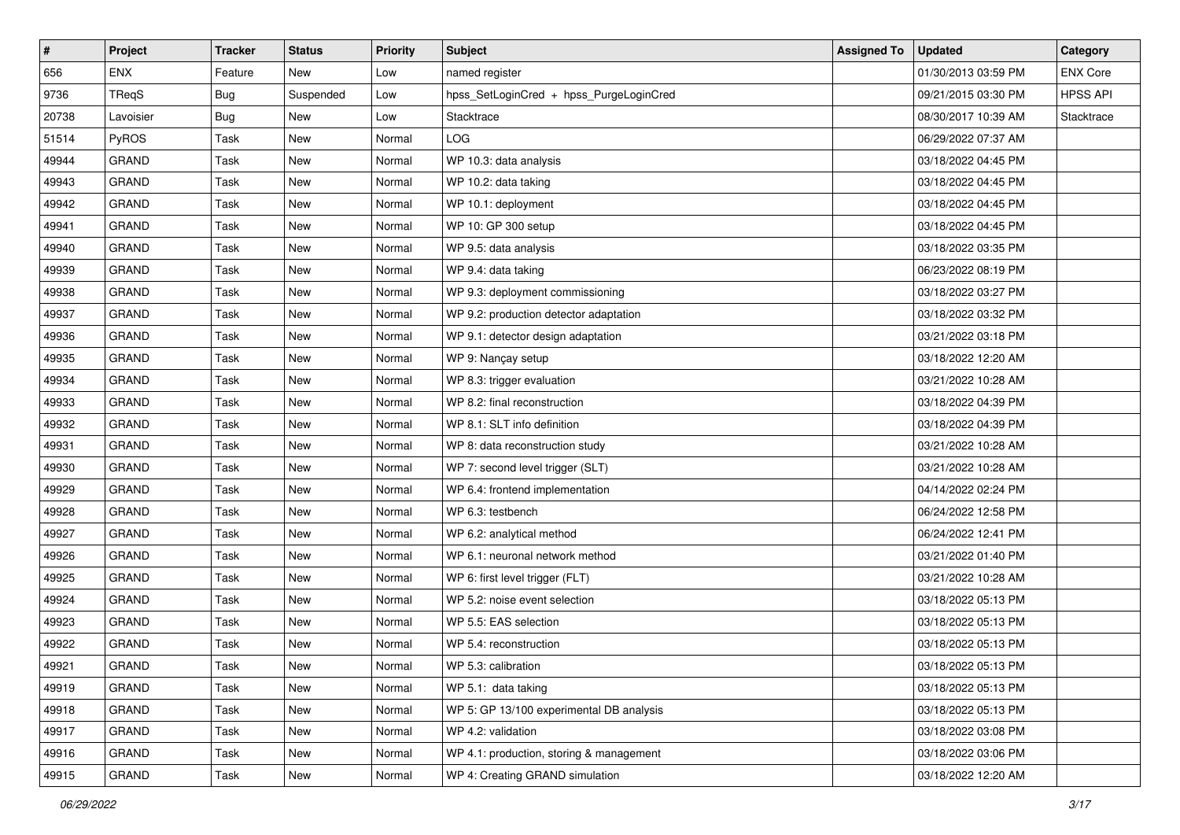| # | Project | Tracker | Status | Priority | Subject | Assigned To | Updated | Category |
|---|---|---|---|---|---|---|---|---|
| 656 | ENX | Feature | New | Low | named register | | 01/30/2013 03:59 PM | ENX Core |
| 9736 | TReqS | Bug | Suspended | Low | hpss_SetLoginCred + hpss_PurgeLoginCred | | 09/21/2015 03:30 PM | HPSS API |
| 20738 | Lavoisier | Bug | New | Low | Stacktrace | | 08/30/2017 10:39 AM | Stacktrace |
| 51514 | PyROS | Task | New | Normal | LOG | | 06/29/2022 07:37 AM | |
| 49944 | GRAND | Task | New | Normal | WP 10.3: data analysis | | 03/18/2022 04:45 PM | |
| 49943 | GRAND | Task | New | Normal | WP 10.2: data taking | | 03/18/2022 04:45 PM | |
| 49942 | GRAND | Task | New | Normal | WP 10.1: deployment | | 03/18/2022 04:45 PM | |
| 49941 | GRAND | Task | New | Normal | WP 10: GP 300 setup | | 03/18/2022 04:45 PM | |
| 49940 | GRAND | Task | New | Normal | WP 9.5: data analysis | | 03/18/2022 03:35 PM | |
| 49939 | GRAND | Task | New | Normal | WP 9.4: data taking | | 06/23/2022 08:19 PM | |
| 49938 | GRAND | Task | New | Normal | WP 9.3: deployment commissioning | | 03/18/2022 03:27 PM | |
| 49937 | GRAND | Task | New | Normal | WP 9.2: production detector adaptation | | 03/18/2022 03:32 PM | |
| 49936 | GRAND | Task | New | Normal | WP 9.1: detector design adaptation | | 03/21/2022 03:18 PM | |
| 49935 | GRAND | Task | New | Normal | WP 9: Nançay setup | | 03/18/2022 12:20 AM | |
| 49934 | GRAND | Task | New | Normal | WP 8.3: trigger evaluation | | 03/21/2022 10:28 AM | |
| 49933 | GRAND | Task | New | Normal | WP 8.2: final reconstruction | | 03/18/2022 04:39 PM | |
| 49932 | GRAND | Task | New | Normal | WP 8.1: SLT info definition | | 03/18/2022 04:39 PM | |
| 49931 | GRAND | Task | New | Normal | WP 8: data reconstruction study | | 03/21/2022 10:28 AM | |
| 49930 | GRAND | Task | New | Normal | WP 7: second level trigger (SLT) | | 03/21/2022 10:28 AM | |
| 49929 | GRAND | Task | New | Normal | WP 6.4: frontend implementation | | 04/14/2022 02:24 PM | |
| 49928 | GRAND | Task | New | Normal | WP 6.3: testbench | | 06/24/2022 12:58 PM | |
| 49927 | GRAND | Task | New | Normal | WP 6.2: analytical method | | 06/24/2022 12:41 PM | |
| 49926 | GRAND | Task | New | Normal | WP 6.1: neuronal network method | | 03/21/2022 01:40 PM | |
| 49925 | GRAND | Task | New | Normal | WP 6: first level trigger (FLT) | | 03/21/2022 10:28 AM | |
| 49924 | GRAND | Task | New | Normal | WP 5.2: noise event selection | | 03/18/2022 05:13 PM | |
| 49923 | GRAND | Task | New | Normal | WP 5.5: EAS selection | | 03/18/2022 05:13 PM | |
| 49922 | GRAND | Task | New | Normal | WP 5.4: reconstruction | | 03/18/2022 05:13 PM | |
| 49921 | GRAND | Task | New | Normal | WP 5.3: calibration | | 03/18/2022 05:13 PM | |
| 49919 | GRAND | Task | New | Normal | WP 5.1: data taking | | 03/18/2022 05:13 PM | |
| 49918 | GRAND | Task | New | Normal | WP 5: GP 13/100 experimental DB analysis | | 03/18/2022 05:13 PM | |
| 49917 | GRAND | Task | New | Normal | WP 4.2: validation | | 03/18/2022 03:08 PM | |
| 49916 | GRAND | Task | New | Normal | WP 4.1: production, storing & management | | 03/18/2022 03:06 PM | |
| 49915 | GRAND | Task | New | Normal | WP 4: Creating GRAND simulation | | 03/18/2022 12:20 AM | |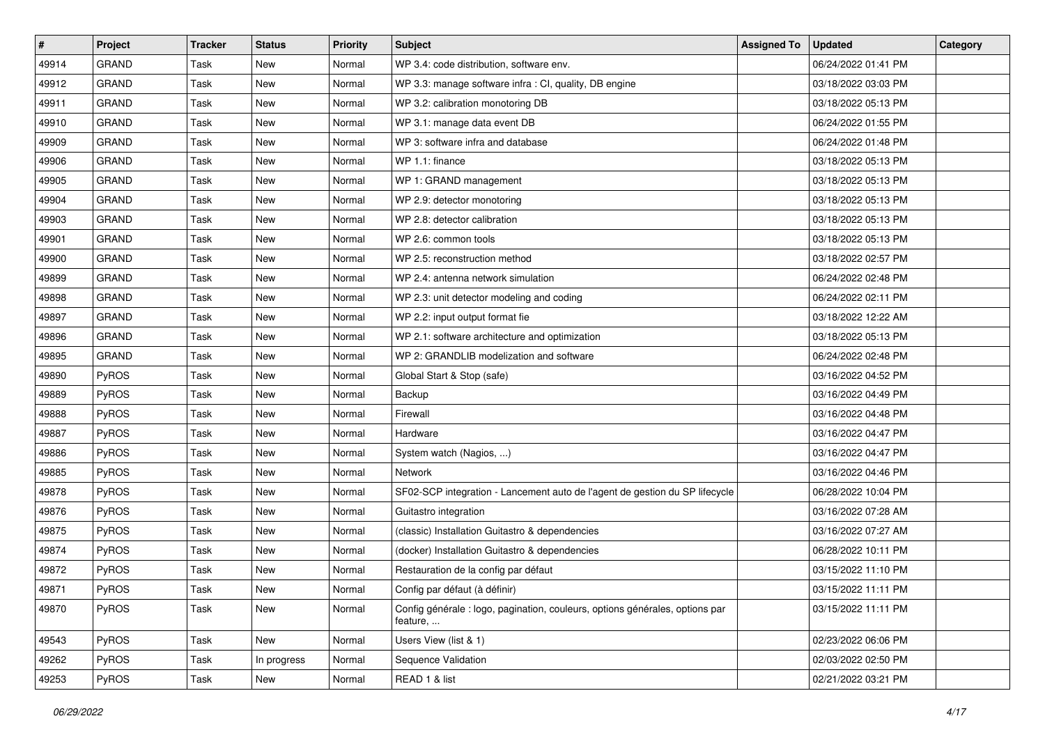| # | Project | Tracker | Status | Priority | Subject | Assigned To | Updated | Category |
|---|---|---|---|---|---|---|---|---|
| 49914 | GRAND | Task | New | Normal | WP 3.4: code distribution, software env. | | 06/24/2022 01:41 PM | |
| 49912 | GRAND | Task | New | Normal | WP 3.3: manage software infra : CI, quality, DB engine | | 03/18/2022 03:03 PM | |
| 49911 | GRAND | Task | New | Normal | WP 3.2: calibration monotoring DB | | 03/18/2022 05:13 PM | |
| 49910 | GRAND | Task | New | Normal | WP 3.1: manage data event DB | | 06/24/2022 01:55 PM | |
| 49909 | GRAND | Task | New | Normal | WP 3: software infra and database | | 06/24/2022 01:48 PM | |
| 49906 | GRAND | Task | New | Normal | WP 1.1: finance | | 03/18/2022 05:13 PM | |
| 49905 | GRAND | Task | New | Normal | WP 1: GRAND management | | 03/18/2022 05:13 PM | |
| 49904 | GRAND | Task | New | Normal | WP 2.9: detector monotoring | | 03/18/2022 05:13 PM | |
| 49903 | GRAND | Task | New | Normal | WP 2.8: detector calibration | | 03/18/2022 05:13 PM | |
| 49901 | GRAND | Task | New | Normal | WP 2.6: common tools | | 03/18/2022 05:13 PM | |
| 49900 | GRAND | Task | New | Normal | WP 2.5: reconstruction method | | 03/18/2022 02:57 PM | |
| 49899 | GRAND | Task | New | Normal | WP 2.4: antenna network simulation | | 06/24/2022 02:48 PM | |
| 49898 | GRAND | Task | New | Normal | WP 2.3: unit detector modeling and coding | | 06/24/2022 02:11 PM | |
| 49897 | GRAND | Task | New | Normal | WP 2.2: input output format fie | | 03/18/2022 12:22 AM | |
| 49896 | GRAND | Task | New | Normal | WP 2.1: software architecture and optimization | | 03/18/2022 05:13 PM | |
| 49895 | GRAND | Task | New | Normal | WP 2: GRANDLIB modelization and software | | 06/24/2022 02:48 PM | |
| 49890 | PyROS | Task | New | Normal | Global Start & Stop (safe) | | 03/16/2022 04:52 PM | |
| 49889 | PyROS | Task | New | Normal | Backup | | 03/16/2022 04:49 PM | |
| 49888 | PyROS | Task | New | Normal | Firewall | | 03/16/2022 04:48 PM | |
| 49887 | PyROS | Task | New | Normal | Hardware | | 03/16/2022 04:47 PM | |
| 49886 | PyROS | Task | New | Normal | System watch (Nagios, ...) | | 03/16/2022 04:47 PM | |
| 49885 | PyROS | Task | New | Normal | Network | | 03/16/2022 04:46 PM | |
| 49878 | PyROS | Task | New | Normal | SF02-SCP integration - Lancement auto de l'agent de gestion du SP lifecycle | | 06/28/2022 10:04 PM | |
| 49876 | PyROS | Task | New | Normal | Guitastro integration | | 03/16/2022 07:28 AM | |
| 49875 | PyROS | Task | New | Normal | (classic) Installation Guitastro & dependencies | | 03/16/2022 07:27 AM | |
| 49874 | PyROS | Task | New | Normal | (docker) Installation Guitastro & dependencies | | 06/28/2022 10:11 PM | |
| 49872 | PyROS | Task | New | Normal | Restauration de la config par défaut | | 03/15/2022 11:10 PM | |
| 49871 | PyROS | Task | New | Normal | Config par défaut (à définir) | | 03/15/2022 11:11 PM | |
| 49870 | PyROS | Task | New | Normal | Config générale : logo, pagination, couleurs, options générales, options par feature, ... | | 03/15/2022 11:11 PM | |
| 49543 | PyROS | Task | New | Normal | Users View (list & 1) | | 02/23/2022 06:06 PM | |
| 49262 | PyROS | Task | In progress | Normal | Sequence Validation | | 02/03/2022 02:50 PM | |
| 49253 | PyROS | Task | New | Normal | READ 1 & list | | 02/21/2022 03:21 PM | |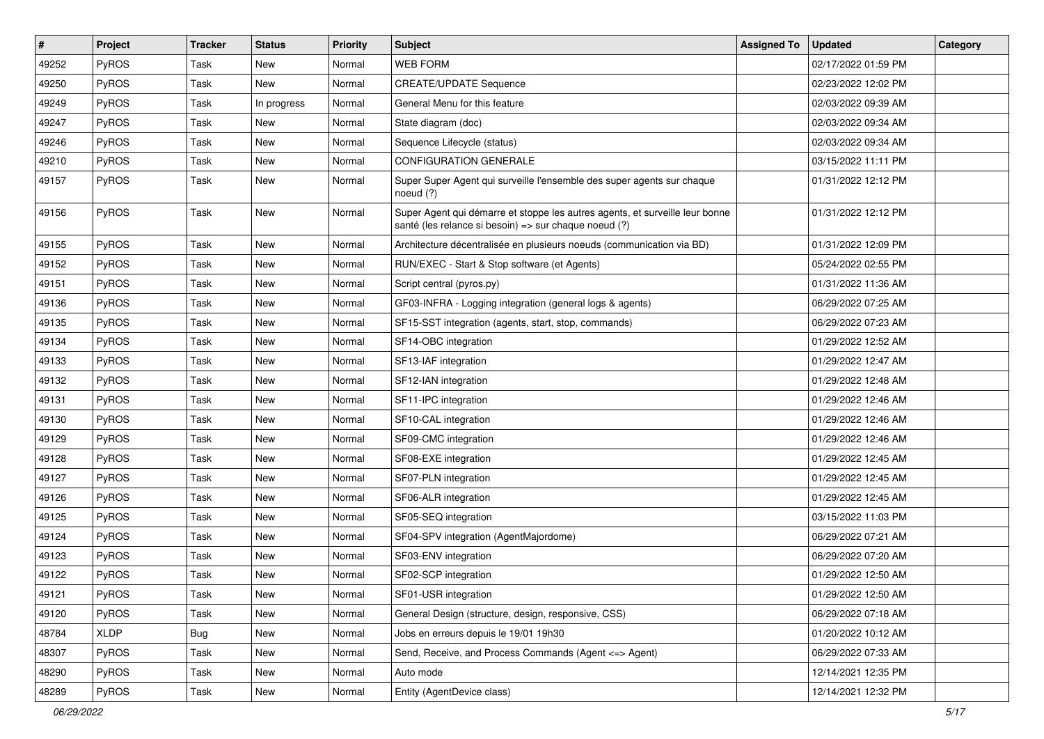| # | Project | Tracker | Status | Priority | Subject | Assigned To | Updated | Category |
|---|---|---|---|---|---|---|---|---|
| 49252 | PyROS | Task | New | Normal | WEB FORM | | 02/17/2022 01:59 PM | |
| 49250 | PyROS | Task | New | Normal | CREATE/UPDATE Sequence | | 02/23/2022 12:02 PM | |
| 49249 | PyROS | Task | In progress | Normal | General Menu for this feature | | 02/03/2022 09:39 AM | |
| 49247 | PyROS | Task | New | Normal | State diagram (doc) | | 02/03/2022 09:34 AM | |
| 49246 | PyROS | Task | New | Normal | Sequence Lifecycle (status) | | 02/03/2022 09:34 AM | |
| 49210 | PyROS | Task | New | Normal | CONFIGURATION GENERALE | | 03/15/2022 11:11 PM | |
| 49157 | PyROS | Task | New | Normal | Super Super Agent qui surveille l'ensemble des super agents sur chaque noeud (?) | | 01/31/2022 12:12 PM | |
| 49156 | PyROS | Task | New | Normal | Super Agent qui démarre et stoppe les autres agents, et surveille leur bonne santé (les relance si besoin) => sur chaque noeud (?) | | 01/31/2022 12:12 PM | |
| 49155 | PyROS | Task | New | Normal | Architecture décentralisée en plusieurs noeuds (communication via BD) | | 01/31/2022 12:09 PM | |
| 49152 | PyROS | Task | New | Normal | RUN/EXEC - Start & Stop software (et Agents) | | 05/24/2022 02:55 PM | |
| 49151 | PyROS | Task | New | Normal | Script central (pyros.py) | | 01/31/2022 11:36 AM | |
| 49136 | PyROS | Task | New | Normal | GF03-INFRA - Logging integration (general logs & agents) | | 06/29/2022 07:25 AM | |
| 49135 | PyROS | Task | New | Normal | SF15-SST integration (agents, start, stop, commands) | | 06/29/2022 07:23 AM | |
| 49134 | PyROS | Task | New | Normal | SF14-OBC integration | | 01/29/2022 12:52 AM | |
| 49133 | PyROS | Task | New | Normal | SF13-IAF integration | | 01/29/2022 12:47 AM | |
| 49132 | PyROS | Task | New | Normal | SF12-IAN integration | | 01/29/2022 12:48 AM | |
| 49131 | PyROS | Task | New | Normal | SF11-IPC integration | | 01/29/2022 12:46 AM | |
| 49130 | PyROS | Task | New | Normal | SF10-CAL integration | | 01/29/2022 12:46 AM | |
| 49129 | PyROS | Task | New | Normal | SF09-CMC integration | | 01/29/2022 12:46 AM | |
| 49128 | PyROS | Task | New | Normal | SF08-EXE integration | | 01/29/2022 12:45 AM | |
| 49127 | PyROS | Task | New | Normal | SF07-PLN integration | | 01/29/2022 12:45 AM | |
| 49126 | PyROS | Task | New | Normal | SF06-ALR integration | | 01/29/2022 12:45 AM | |
| 49125 | PyROS | Task | New | Normal | SF05-SEQ integration | | 03/15/2022 11:03 PM | |
| 49124 | PyROS | Task | New | Normal | SF04-SPV integration (AgentMajordome) | | 06/29/2022 07:21 AM | |
| 49123 | PyROS | Task | New | Normal | SF03-ENV integration | | 06/29/2022 07:20 AM | |
| 49122 | PyROS | Task | New | Normal | SF02-SCP integration | | 01/29/2022 12:50 AM | |
| 49121 | PyROS | Task | New | Normal | SF01-USR integration | | 01/29/2022 12:50 AM | |
| 49120 | PyROS | Task | New | Normal | General Design (structure, design, responsive, CSS) | | 06/29/2022 07:18 AM | |
| 48784 | XLDP | Bug | New | Normal | Jobs en erreurs depuis le 19/01 19h30 | | 01/20/2022 10:12 AM | |
| 48307 | PyROS | Task | New | Normal | Send, Receive, and Process Commands (Agent <=> Agent) | | 06/29/2022 07:33 AM | |
| 48290 | PyROS | Task | New | Normal | Auto mode | | 12/14/2021 12:35 PM | |
| 48289 | PyROS | Task | New | Normal | Entity (AgentDevice class) | | 12/14/2021 12:32 PM | |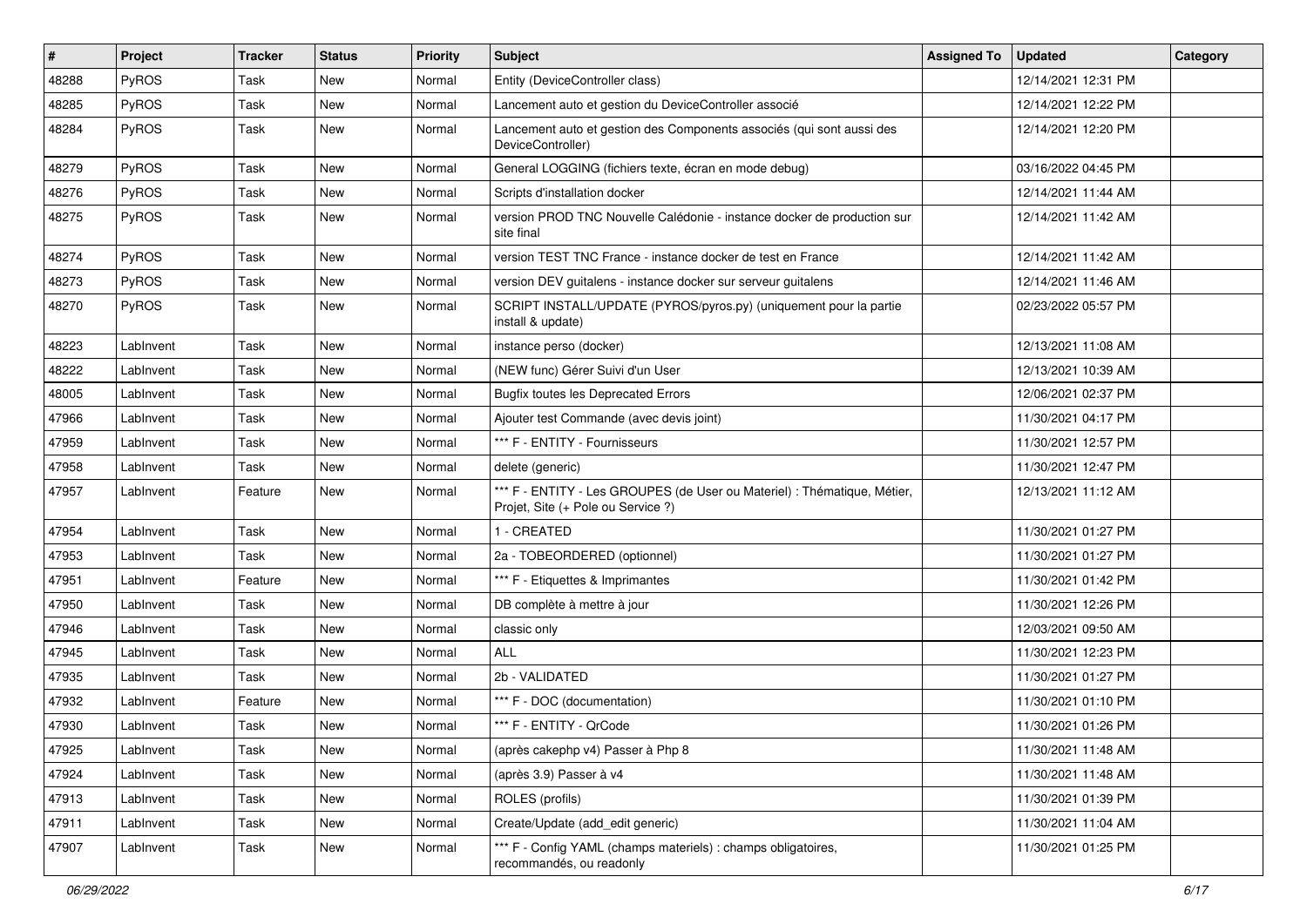| # | Project | Tracker | Status | Priority | Subject | Assigned To | Updated | Category |
|---|---|---|---|---|---|---|---|---|
| 48288 | PyROS | Task | New | Normal | Entity (DeviceController class) | | 12/14/2021 12:31 PM | |
| 48285 | PyROS | Task | New | Normal | Lancement auto et gestion du DeviceController associé | | 12/14/2021 12:22 PM | |
| 48284 | PyROS | Task | New | Normal | Lancement auto et gestion des Components associés (qui sont aussi des DeviceController) | | 12/14/2021 12:20 PM | |
| 48279 | PyROS | Task | New | Normal | General LOGGING (fichiers texte, écran en mode debug) | | 03/16/2022 04:45 PM | |
| 48276 | PyROS | Task | New | Normal | Scripts d'installation docker | | 12/14/2021 11:44 AM | |
| 48275 | PyROS | Task | New | Normal | version PROD TNC Nouvelle Calédonie - instance docker de production sur site final | | 12/14/2021 11:42 AM | |
| 48274 | PyROS | Task | New | Normal | version TEST TNC France - instance docker de test en France | | 12/14/2021 11:42 AM | |
| 48273 | PyROS | Task | New | Normal | version DEV guitalens - instance docker sur serveur guitalens | | 12/14/2021 11:46 AM | |
| 48270 | PyROS | Task | New | Normal | SCRIPT INSTALL/UPDATE (PYROS/pyros.py) (uniquement pour la partie install & update) | | 02/23/2022 05:57 PM | |
| 48223 | LabInvent | Task | New | Normal | instance perso (docker) | | 12/13/2021 11:08 AM | |
| 48222 | LabInvent | Task | New | Normal | (NEW func) Gérer Suivi d'un User | | 12/13/2021 10:39 AM | |
| 48005 | LabInvent | Task | New | Normal | Bugfix toutes les Deprecated Errors | | 12/06/2021 02:37 PM | |
| 47966 | LabInvent | Task | New | Normal | Ajouter test Commande (avec devis joint) | | 11/30/2021 04:17 PM | |
| 47959 | LabInvent | Task | New | Normal | *** F - ENTITY - Fournisseurs | | 11/30/2021 12:57 PM | |
| 47958 | LabInvent | Task | New | Normal | delete (generic) | | 11/30/2021 12:47 PM | |
| 47957 | LabInvent | Feature | New | Normal | *** F - ENTITY - Les GROUPES (de User ou Materiel) : Thématique, Métier, Projet, Site (+ Pole ou Service ?) | | 12/13/2021 11:12 AM | |
| 47954 | LabInvent | Task | New | Normal | 1 - CREATED | | 11/30/2021 01:27 PM | |
| 47953 | LabInvent | Task | New | Normal | 2a - TOBEORDERED (optionnel) | | 11/30/2021 01:27 PM | |
| 47951 | LabInvent | Feature | New | Normal | *** F - Etiquettes & Imprimantes | | 11/30/2021 01:42 PM | |
| 47950 | LabInvent | Task | New | Normal | DB complète à mettre à jour | | 11/30/2021 12:26 PM | |
| 47946 | LabInvent | Task | New | Normal | classic only | | 12/03/2021 09:50 AM | |
| 47945 | LabInvent | Task | New | Normal | ALL | | 11/30/2021 12:23 PM | |
| 47935 | LabInvent | Task | New | Normal | 2b - VALIDATED | | 11/30/2021 01:27 PM | |
| 47932 | LabInvent | Feature | New | Normal | *** F - DOC (documentation) | | 11/30/2021 01:10 PM | |
| 47930 | LabInvent | Task | New | Normal | *** F - ENTITY - QrCode | | 11/30/2021 01:26 PM | |
| 47925 | LabInvent | Task | New | Normal | (après cakephp v4) Passer à Php 8 | | 11/30/2021 11:48 AM | |
| 47924 | LabInvent | Task | New | Normal | (après 3.9) Passer à v4 | | 11/30/2021 11:48 AM | |
| 47913 | LabInvent | Task | New | Normal | ROLES (profils) | | 11/30/2021 01:39 PM | |
| 47911 | LabInvent | Task | New | Normal | Create/Update (add_edit generic) | | 11/30/2021 11:04 AM | |
| 47907 | LabInvent | Task | New | Normal | *** F - Config YAML (champs materiels) : champs obligatoires, recommandés, ou readonly | | 11/30/2021 01:25 PM | |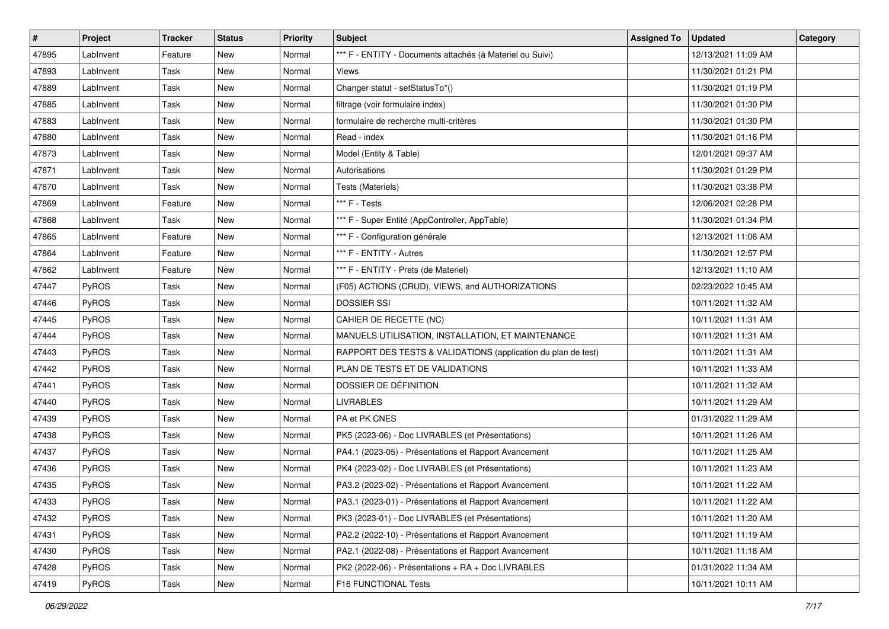| # | Project | Tracker | Status | Priority | Subject | Assigned To | Updated | Category |
|---|---|---|---|---|---|---|---|---|
| 47895 | LabInvent | Feature | New | Normal | *** F - ENTITY - Documents attachés (à Materiel ou Suivi) | | 12/13/2021 11:09 AM | |
| 47893 | LabInvent | Task | New | Normal | Views | | 11/30/2021 01:21 PM | |
| 47889 | LabInvent | Task | New | Normal | Changer statut - setStatusTo*() | | 11/30/2021 01:19 PM | |
| 47885 | LabInvent | Task | New | Normal | filtrage (voir formulaire index) | | 11/30/2021 01:30 PM | |
| 47883 | LabInvent | Task | New | Normal | formulaire de recherche multi-critères | | 11/30/2021 01:30 PM | |
| 47880 | LabInvent | Task | New | Normal | Read - index | | 11/30/2021 01:16 PM | |
| 47873 | LabInvent | Task | New | Normal | Model (Entity & Table) | | 12/01/2021 09:37 AM | |
| 47871 | LabInvent | Task | New | Normal | Autorisations | | 11/30/2021 01:29 PM | |
| 47870 | LabInvent | Task | New | Normal | Tests (Materiels) | | 11/30/2021 03:38 PM | |
| 47869 | LabInvent | Feature | New | Normal | *** F - Tests | | 12/06/2021 02:28 PM | |
| 47868 | LabInvent | Task | New | Normal | *** F - Super Entité (AppController, AppTable) | | 11/30/2021 01:34 PM | |
| 47865 | LabInvent | Feature | New | Normal | *** F - Configuration générale | | 12/13/2021 11:06 AM | |
| 47864 | LabInvent | Feature | New | Normal | *** F - ENTITY - Autres | | 11/30/2021 12:57 PM | |
| 47862 | LabInvent | Feature | New | Normal | *** F - ENTITY - Prets (de Materiel) | | 12/13/2021 11:10 AM | |
| 47447 | PyROS | Task | New | Normal | (F05) ACTIONS (CRUD), VIEWS, and AUTHORIZATIONS | | 02/23/2022 10:45 AM | |
| 47446 | PyROS | Task | New | Normal | DOSSIER SSI | | 10/11/2021 11:32 AM | |
| 47445 | PyROS | Task | New | Normal | CAHIER DE RECETTE (NC) | | 10/11/2021 11:31 AM | |
| 47444 | PyROS | Task | New | Normal | MANUELS UTILISATION, INSTALLATION, ET MAINTENANCE | | 10/11/2021 11:31 AM | |
| 47443 | PyROS | Task | New | Normal | RAPPORT DES TESTS & VALIDATIONS (application du plan de test) | | 10/11/2021 11:31 AM | |
| 47442 | PyROS | Task | New | Normal | PLAN DE TESTS ET DE VALIDATIONS | | 10/11/2021 11:33 AM | |
| 47441 | PyROS | Task | New | Normal | DOSSIER DE DÉFINITION | | 10/11/2021 11:32 AM | |
| 47440 | PyROS | Task | New | Normal | LIVRABLES | | 10/11/2021 11:29 AM | |
| 47439 | PyROS | Task | New | Normal | PA et PK CNES | | 01/31/2022 11:29 AM | |
| 47438 | PyROS | Task | New | Normal | PK5 (2023-06) - Doc LIVRABLES (et Présentations) | | 10/11/2021 11:26 AM | |
| 47437 | PyROS | Task | New | Normal | PA4.1 (2023-05) - Présentations et Rapport Avancement | | 10/11/2021 11:25 AM | |
| 47436 | PyROS | Task | New | Normal | PK4 (2023-02) - Doc LIVRABLES (et Présentations) | | 10/11/2021 11:23 AM | |
| 47435 | PyROS | Task | New | Normal | PA3.2 (2023-02) - Présentations et Rapport Avancement | | 10/11/2021 11:22 AM | |
| 47433 | PyROS | Task | New | Normal | PA3.1 (2023-01) - Présentations et Rapport Avancement | | 10/11/2021 11:22 AM | |
| 47432 | PyROS | Task | New | Normal | PK3 (2023-01) - Doc LIVRABLES (et Présentations) | | 10/11/2021 11:20 AM | |
| 47431 | PyROS | Task | New | Normal | PA2.2 (2022-10) - Présentations et Rapport Avancement | | 10/11/2021 11:19 AM | |
| 47430 | PyROS | Task | New | Normal | PA2.1 (2022-08) - Présentations et Rapport Avancement | | 10/11/2021 11:18 AM | |
| 47428 | PyROS | Task | New | Normal | PK2 (2022-06) - Présentations + RA + Doc LIVRABLES | | 01/31/2022 11:34 AM | |
| 47419 | PyROS | Task | New | Normal | F16 FUNCTIONAL Tests | | 10/11/2021 10:11 AM | |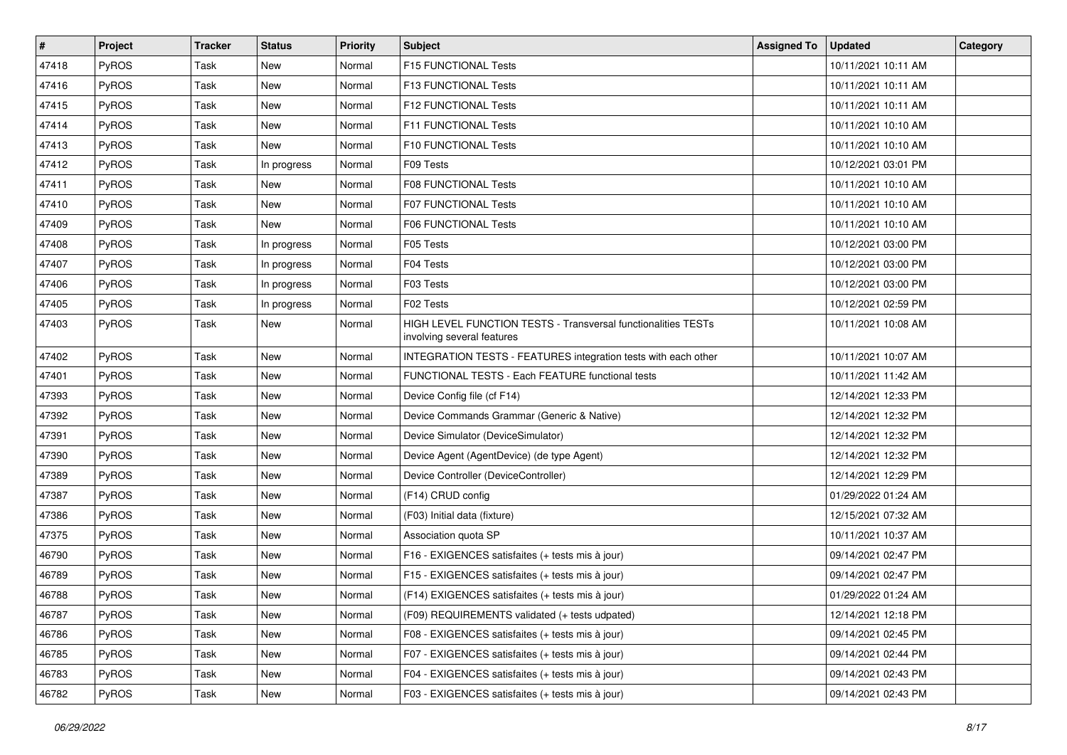| # | Project | Tracker | Status | Priority | Subject | Assigned To | Updated | Category |
|---|---|---|---|---|---|---|---|---|
| 47418 | PyROS | Task | New | Normal | F15 FUNCTIONAL Tests | | 10/11/2021 10:11 AM | |
| 47416 | PyROS | Task | New | Normal | F13 FUNCTIONAL Tests | | 10/11/2021 10:11 AM | |
| 47415 | PyROS | Task | New | Normal | F12 FUNCTIONAL Tests | | 10/11/2021 10:11 AM | |
| 47414 | PyROS | Task | New | Normal | F11 FUNCTIONAL Tests | | 10/11/2021 10:10 AM | |
| 47413 | PyROS | Task | New | Normal | F10 FUNCTIONAL Tests | | 10/11/2021 10:10 AM | |
| 47412 | PyROS | Task | In progress | Normal | F09 Tests | | 10/12/2021 03:01 PM | |
| 47411 | PyROS | Task | New | Normal | F08 FUNCTIONAL Tests | | 10/11/2021 10:10 AM | |
| 47410 | PyROS | Task | New | Normal | F07 FUNCTIONAL Tests | | 10/11/2021 10:10 AM | |
| 47409 | PyROS | Task | New | Normal | F06 FUNCTIONAL Tests | | 10/11/2021 10:10 AM | |
| 47408 | PyROS | Task | In progress | Normal | F05 Tests | | 10/12/2021 03:00 PM | |
| 47407 | PyROS | Task | In progress | Normal | F04 Tests | | 10/12/2021 03:00 PM | |
| 47406 | PyROS | Task | In progress | Normal | F03 Tests | | 10/12/2021 03:00 PM | |
| 47405 | PyROS | Task | In progress | Normal | F02 Tests | | 10/12/2021 02:59 PM | |
| 47403 | PyROS | Task | New | Normal | HIGH LEVEL FUNCTION TESTS - Transversal functionalities TESTs involving several features | | 10/11/2021 10:08 AM | |
| 47402 | PyROS | Task | New | Normal | INTEGRATION TESTS - FEATURES integration tests with each other | | 10/11/2021 10:07 AM | |
| 47401 | PyROS | Task | New | Normal | FUNCTIONAL TESTS - Each FEATURE functional tests | | 10/11/2021 11:42 AM | |
| 47393 | PyROS | Task | New | Normal | Device Config file (cf F14) | | 12/14/2021 12:33 PM | |
| 47392 | PyROS | Task | New | Normal | Device Commands Grammar (Generic & Native) | | 12/14/2021 12:32 PM | |
| 47391 | PyROS | Task | New | Normal | Device Simulator (DeviceSimulator) | | 12/14/2021 12:32 PM | |
| 47390 | PyROS | Task | New | Normal | Device Agent (AgentDevice) (de type Agent) | | 12/14/2021 12:32 PM | |
| 47389 | PyROS | Task | New | Normal | Device Controller (DeviceController) | | 12/14/2021 12:29 PM | |
| 47387 | PyROS | Task | New | Normal | (F14) CRUD config | | 01/29/2022 01:24 AM | |
| 47386 | PyROS | Task | New | Normal | (F03) Initial data (fixture) | | 12/15/2021 07:32 AM | |
| 47375 | PyROS | Task | New | Normal | Association quota SP | | 10/11/2021 10:37 AM | |
| 46790 | PyROS | Task | New | Normal | F16 - EXIGENCES satisfaites (+ tests mis à jour) | | 09/14/2021 02:47 PM | |
| 46789 | PyROS | Task | New | Normal | F15 - EXIGENCES satisfaites (+ tests mis à jour) | | 09/14/2021 02:47 PM | |
| 46788 | PyROS | Task | New | Normal | (F14) EXIGENCES satisfaites (+ tests mis à jour) | | 01/29/2022 01:24 AM | |
| 46787 | PyROS | Task | New | Normal | (F09) REQUIREMENTS validated (+ tests udpated) | | 12/14/2021 12:18 PM | |
| 46786 | PyROS | Task | New | Normal | F08 - EXIGENCES satisfaites (+ tests mis à jour) | | 09/14/2021 02:45 PM | |
| 46785 | PyROS | Task | New | Normal | F07 - EXIGENCES satisfaites (+ tests mis à jour) | | 09/14/2021 02:44 PM | |
| 46783 | PyROS | Task | New | Normal | F04 - EXIGENCES satisfaites (+ tests mis à jour) | | 09/14/2021 02:43 PM | |
| 46782 | PyROS | Task | New | Normal | F03 - EXIGENCES satisfaites (+ tests mis à jour) | | 09/14/2021 02:43 PM | |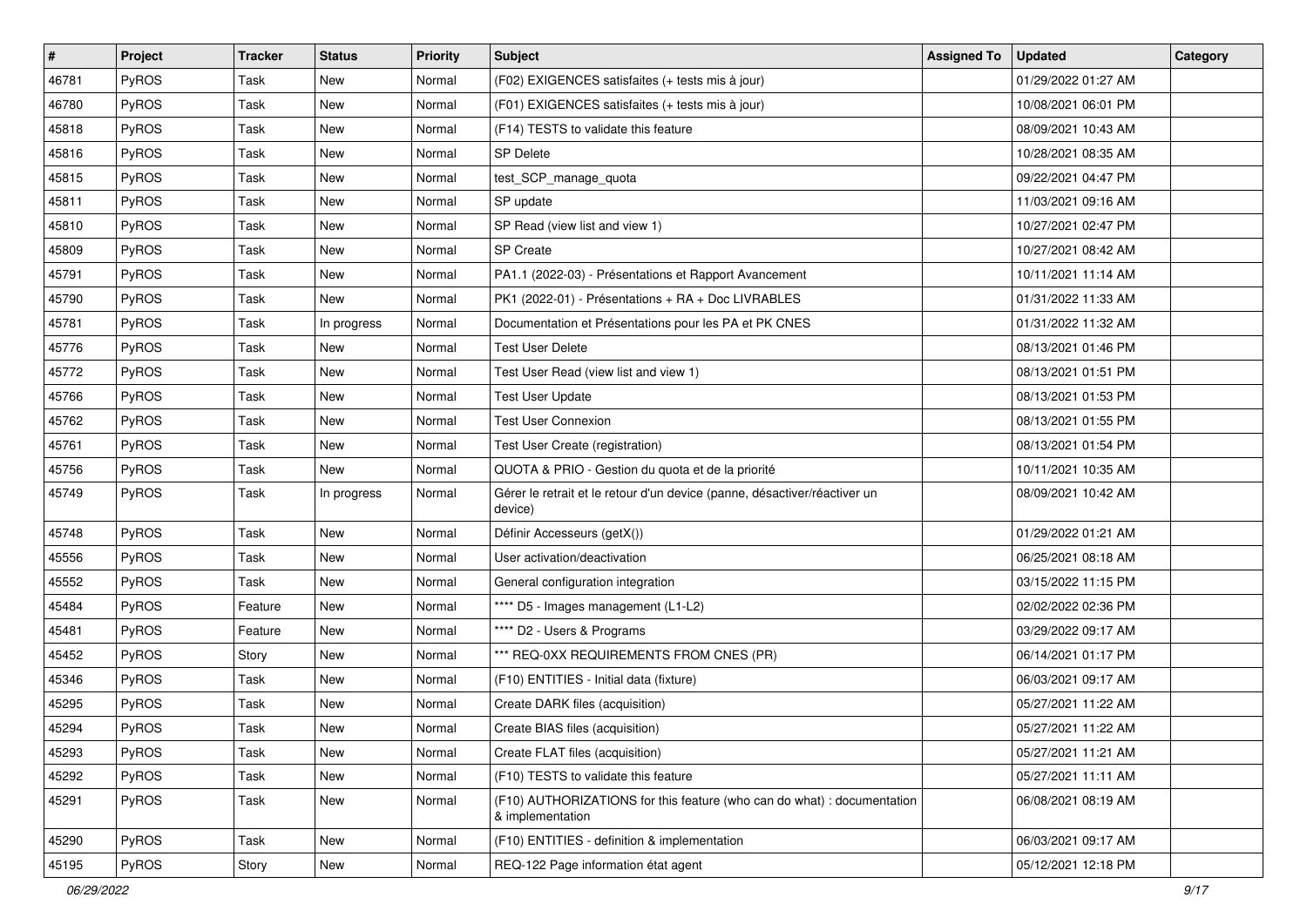| # | Project | Tracker | Status | Priority | Subject | Assigned To | Updated | Category |
|---|---|---|---|---|---|---|---|---|
| 46781 | PyROS | Task | New | Normal | (F02) EXIGENCES satisfaites (+ tests mis à jour) | | 01/29/2022 01:27 AM | |
| 46780 | PyROS | Task | New | Normal | (F01) EXIGENCES satisfaites (+ tests mis à jour) | | 10/08/2021 06:01 PM | |
| 45818 | PyROS | Task | New | Normal | (F14) TESTS to validate this feature | | 08/09/2021 10:43 AM | |
| 45816 | PyROS | Task | New | Normal | SP Delete | | 10/28/2021 08:35 AM | |
| 45815 | PyROS | Task | New | Normal | test_SCP_manage_quota | | 09/22/2021 04:47 PM | |
| 45811 | PyROS | Task | New | Normal | SP update | | 11/03/2021 09:16 AM | |
| 45810 | PyROS | Task | New | Normal | SP Read (view list and view 1) | | 10/27/2021 02:47 PM | |
| 45809 | PyROS | Task | New | Normal | SP Create | | 10/27/2021 08:42 AM | |
| 45791 | PyROS | Task | New | Normal | PA1.1 (2022-03) - Présentations et Rapport Avancement | | 10/11/2021 11:14 AM | |
| 45790 | PyROS | Task | New | Normal | PK1 (2022-01) - Présentations + RA + Doc LIVRABLES | | 01/31/2022 11:33 AM | |
| 45781 | PyROS | Task | In progress | Normal | Documentation et Présentations pour les PA et PK CNES | | 01/31/2022 11:32 AM | |
| 45776 | PyROS | Task | New | Normal | Test User Delete | | 08/13/2021 01:46 PM | |
| 45772 | PyROS | Task | New | Normal | Test User Read (view list and view 1) | | 08/13/2021 01:51 PM | |
| 45766 | PyROS | Task | New | Normal | Test User Update | | 08/13/2021 01:53 PM | |
| 45762 | PyROS | Task | New | Normal | Test User Connexion | | 08/13/2021 01:55 PM | |
| 45761 | PyROS | Task | New | Normal | Test User Create (registration) | | 08/13/2021 01:54 PM | |
| 45756 | PyROS | Task | New | Normal | QUOTA & PRIO - Gestion du quota et de la priorité | | 10/11/2021 10:35 AM | |
| 45749 | PyROS | Task | In progress | Normal | Gérer le retrait et le retour d'un device (panne, désactiver/réactiver un device) | | 08/09/2021 10:42 AM | |
| 45748 | PyROS | Task | New | Normal | Définir Accesseurs (getX()) | | 01/29/2022 01:21 AM | |
| 45556 | PyROS | Task | New | Normal | User activation/deactivation | | 06/25/2021 08:18 AM | |
| 45552 | PyROS | Task | New | Normal | General configuration integration | | 03/15/2022 11:15 PM | |
| 45484 | PyROS | Feature | New | Normal | **** D5 - Images management (L1-L2) | | 02/02/2022 02:36 PM | |
| 45481 | PyROS | Feature | New | Normal | **** D2 - Users & Programs | | 03/29/2022 09:17 AM | |
| 45452 | PyROS | Story | New | Normal | *** REQ-0XX REQUIREMENTS FROM CNES (PR) | | 06/14/2021 01:17 PM | |
| 45346 | PyROS | Task | New | Normal | (F10) ENTITIES - Initial data (fixture) | | 06/03/2021 09:17 AM | |
| 45295 | PyROS | Task | New | Normal | Create DARK files (acquisition) | | 05/27/2021 11:22 AM | |
| 45294 | PyROS | Task | New | Normal | Create BIAS files (acquisition) | | 05/27/2021 11:22 AM | |
| 45293 | PyROS | Task | New | Normal | Create FLAT files (acquisition) | | 05/27/2021 11:21 AM | |
| 45292 | PyROS | Task | New | Normal | (F10) TESTS to validate this feature | | 05/27/2021 11:11 AM | |
| 45291 | PyROS | Task | New | Normal | (F10) AUTHORIZATIONS for this feature (who can do what) : documentation & implementation | | 06/08/2021 08:19 AM | |
| 45290 | PyROS | Task | New | Normal | (F10) ENTITIES - definition & implementation | | 06/03/2021 09:17 AM | |
| 45195 | PyROS | Story | New | Normal | REQ-122 Page information état agent | | 05/12/2021 12:18 PM | |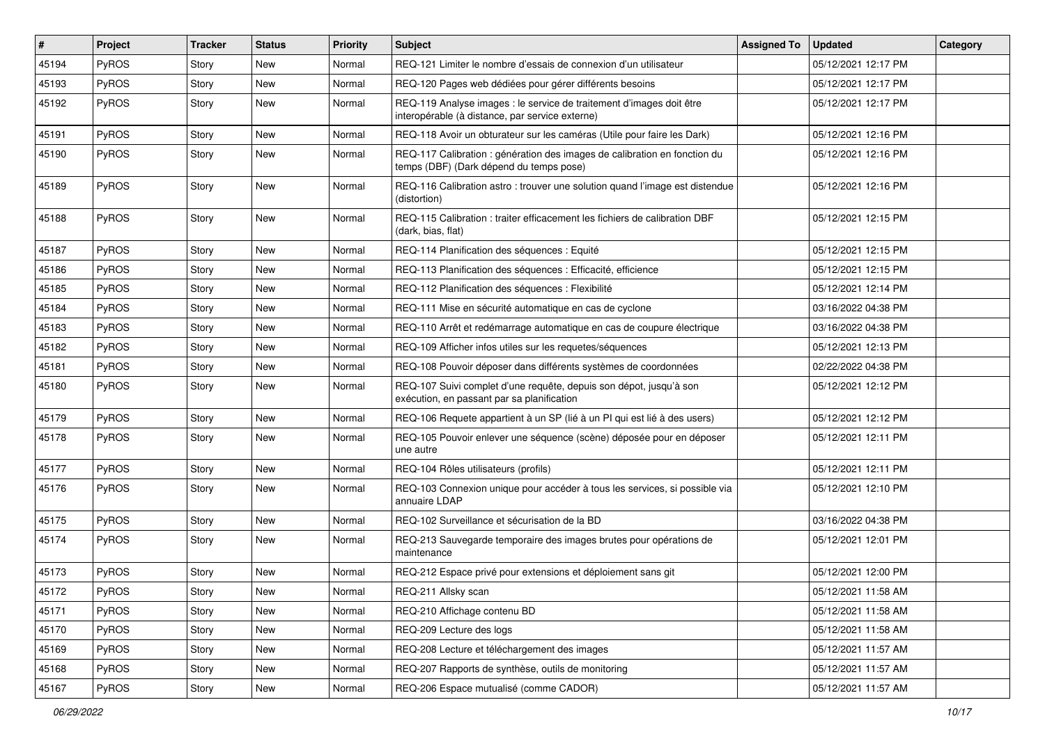| # | Project | Tracker | Status | Priority | Subject | Assigned To | Updated | Category |
|---|---|---|---|---|---|---|---|---|
| 45194 | PyROS | Story | New | Normal | REQ-121 Limiter le nombre d'essais de connexion d'un utilisateur | | 05/12/2021 12:17 PM | |
| 45193 | PyROS | Story | New | Normal | REQ-120 Pages web dédiées pour gérer différents besoins | | 05/12/2021 12:17 PM | |
| 45192 | PyROS | Story | New | Normal | REQ-119 Analyse images : le service de traitement d'images doit être interopérable (à distance, par service externe) | | 05/12/2021 12:17 PM | |
| 45191 | PyROS | Story | New | Normal | REQ-118 Avoir un obturateur sur les caméras (Utile pour faire les Dark) | | 05/12/2021 12:16 PM | |
| 45190 | PyROS | Story | New | Normal | REQ-117 Calibration : génération des images de calibration en fonction du temps (DBF) (Dark dépend du temps pose) | | 05/12/2021 12:16 PM | |
| 45189 | PyROS | Story | New | Normal | REQ-116 Calibration astro : trouver une solution quand l'image est distendue (distortion) | | 05/12/2021 12:16 PM | |
| 45188 | PyROS | Story | New | Normal | REQ-115 Calibration : traiter efficacement les fichiers de calibration DBF (dark, bias, flat) | | 05/12/2021 12:15 PM | |
| 45187 | PyROS | Story | New | Normal | REQ-114 Planification des séquences : Equité | | 05/12/2021 12:15 PM | |
| 45186 | PyROS | Story | New | Normal | REQ-113 Planification des séquences : Efficacité, efficience | | 05/12/2021 12:15 PM | |
| 45185 | PyROS | Story | New | Normal | REQ-112 Planification des séquences : Flexibilité | | 05/12/2021 12:14 PM | |
| 45184 | PyROS | Story | New | Normal | REQ-111 Mise en sécurité automatique en cas de cyclone | | 03/16/2022 04:38 PM | |
| 45183 | PyROS | Story | New | Normal | REQ-110 Arrêt et redémarrage automatique en cas de coupure électrique | | 03/16/2022 04:38 PM | |
| 45182 | PyROS | Story | New | Normal | REQ-109 Afficher infos utiles sur les requetes/séquences | | 05/12/2021 12:13 PM | |
| 45181 | PyROS | Story | New | Normal | REQ-108 Pouvoir déposer dans différents systèmes de coordonnées | | 02/22/2022 04:38 PM | |
| 45180 | PyROS | Story | New | Normal | REQ-107 Suivi complet d'une requête, depuis son dépot, jusqu'à son exécution, en passant par sa planification | | 05/12/2021 12:12 PM | |
| 45179 | PyROS | Story | New | Normal | REQ-106 Requete appartient à un SP (lié à un PI qui est lié à des users) | | 05/12/2021 12:12 PM | |
| 45178 | PyROS | Story | New | Normal | REQ-105 Pouvoir enlever une séquence (scène) déposée pour en déposer une autre | | 05/12/2021 12:11 PM | |
| 45177 | PyROS | Story | New | Normal | REQ-104 Rôles utilisateurs (profils) | | 05/12/2021 12:11 PM | |
| 45176 | PyROS | Story | New | Normal | REQ-103 Connexion unique pour accéder à tous les services, si possible via annuaire LDAP | | 05/12/2021 12:10 PM | |
| 45175 | PyROS | Story | New | Normal | REQ-102 Surveillance et sécurisation de la BD | | 03/16/2022 04:38 PM | |
| 45174 | PyROS | Story | New | Normal | REQ-213 Sauvegarde temporaire des images brutes pour opérations de maintenance | | 05/12/2021 12:01 PM | |
| 45173 | PyROS | Story | New | Normal | REQ-212 Espace privé pour extensions et déploiement sans git | | 05/12/2021 12:00 PM | |
| 45172 | PyROS | Story | New | Normal | REQ-211 Allsky scan | | 05/12/2021 11:58 AM | |
| 45171 | PyROS | Story | New | Normal | REQ-210 Affichage contenu BD | | 05/12/2021 11:58 AM | |
| 45170 | PyROS | Story | New | Normal | REQ-209 Lecture des logs | | 05/12/2021 11:58 AM | |
| 45169 | PyROS | Story | New | Normal | REQ-208 Lecture et téléchargement des images | | 05/12/2021 11:57 AM | |
| 45168 | PyROS | Story | New | Normal | REQ-207 Rapports de synthèse, outils de monitoring | | 05/12/2021 11:57 AM | |
| 45167 | PyROS | Story | New | Normal | REQ-206 Espace mutualisé (comme CADOR) | | 05/12/2021 11:57 AM | |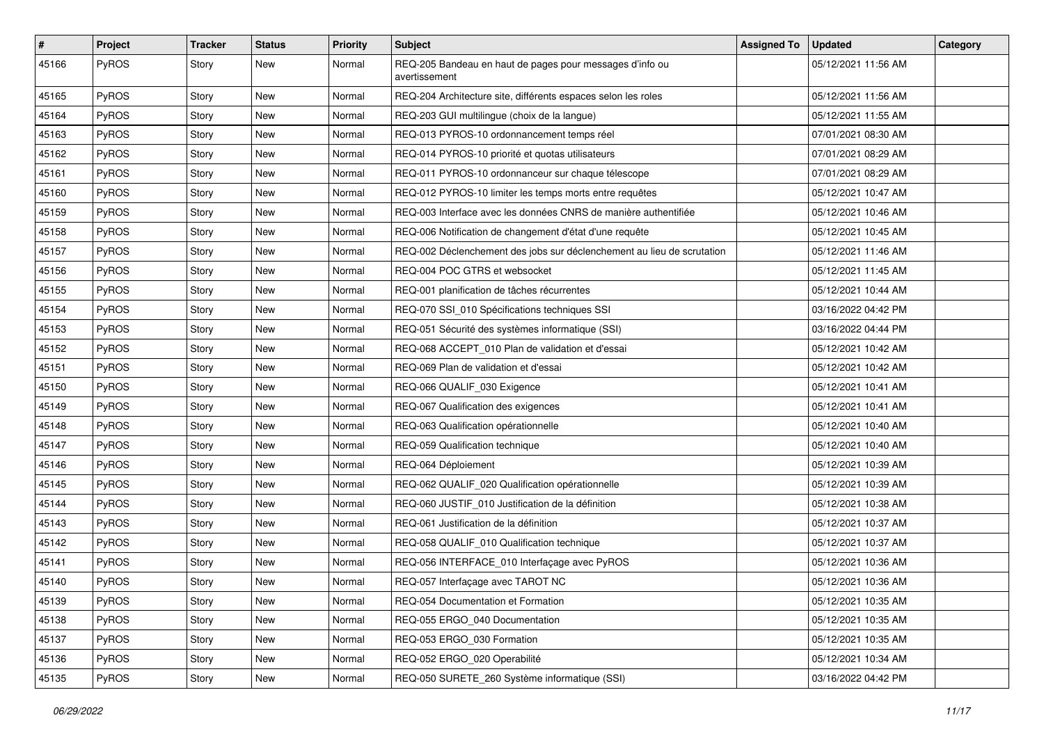| # | Project | Tracker | Status | Priority | Subject | Assigned To | Updated | Category |
|---|---|---|---|---|---|---|---|---|
| 45166 | PyROS | Story | New | Normal | REQ-205 Bandeau en haut de pages pour messages d'info ou avertissement | | 05/12/2021 11:56 AM | |
| 45165 | PyROS | Story | New | Normal | REQ-204 Architecture site, différents espaces selon les roles | | 05/12/2021 11:56 AM | |
| 45164 | PyROS | Story | New | Normal | REQ-203 GUI multilingue (choix de la langue) | | 05/12/2021 11:55 AM | |
| 45163 | PyROS | Story | New | Normal | REQ-013 PYROS-10 ordonnancement temps réel | | 07/01/2021 08:30 AM | |
| 45162 | PyROS | Story | New | Normal | REQ-014 PYROS-10 priorité et quotas utilisateurs | | 07/01/2021 08:29 AM | |
| 45161 | PyROS | Story | New | Normal | REQ-011 PYROS-10 ordonnanceur sur chaque télescope | | 07/01/2021 08:29 AM | |
| 45160 | PyROS | Story | New | Normal | REQ-012 PYROS-10 limiter les temps morts entre requêtes | | 05/12/2021 10:47 AM | |
| 45159 | PyROS | Story | New | Normal | REQ-003 Interface avec les données CNRS de manière authentifiée | | 05/12/2021 10:46 AM | |
| 45158 | PyROS | Story | New | Normal | REQ-006 Notification de changement d'état d'une requête | | 05/12/2021 10:45 AM | |
| 45157 | PyROS | Story | New | Normal | REQ-002 Déclenchement des jobs sur déclenchement au lieu de scrutation | | 05/12/2021 11:46 AM | |
| 45156 | PyROS | Story | New | Normal | REQ-004 POC GTRS et websocket | | 05/12/2021 11:45 AM | |
| 45155 | PyROS | Story | New | Normal | REQ-001 planification de tâches récurrentes | | 05/12/2021 10:44 AM | |
| 45154 | PyROS | Story | New | Normal | REQ-070 SSI_010 Spécifications techniques SSI | | 03/16/2022 04:42 PM | |
| 45153 | PyROS | Story | New | Normal | REQ-051 Sécurité des systèmes informatique (SSI) | | 03/16/2022 04:44 PM | |
| 45152 | PyROS | Story | New | Normal | REQ-068 ACCEPT_010 Plan de validation et d'essai | | 05/12/2021 10:42 AM | |
| 45151 | PyROS | Story | New | Normal | REQ-069 Plan de validation et d'essai | | 05/12/2021 10:42 AM | |
| 45150 | PyROS | Story | New | Normal | REQ-066 QUALIF_030 Exigence | | 05/12/2021 10:41 AM | |
| 45149 | PyROS | Story | New | Normal | REQ-067 Qualification des exigences | | 05/12/2021 10:41 AM | |
| 45148 | PyROS | Story | New | Normal | REQ-063 Qualification opérationnelle | | 05/12/2021 10:40 AM | |
| 45147 | PyROS | Story | New | Normal | REQ-059 Qualification technique | | 05/12/2021 10:40 AM | |
| 45146 | PyROS | Story | New | Normal | REQ-064 Déploiement | | 05/12/2021 10:39 AM | |
| 45145 | PyROS | Story | New | Normal | REQ-062 QUALIF_020 Qualification opérationnelle | | 05/12/2021 10:39 AM | |
| 45144 | PyROS | Story | New | Normal | REQ-060 JUSTIF_010 Justification de la définition | | 05/12/2021 10:38 AM | |
| 45143 | PyROS | Story | New | Normal | REQ-061 Justification de la définition | | 05/12/2021 10:37 AM | |
| 45142 | PyROS | Story | New | Normal | REQ-058 QUALIF_010 Qualification technique | | 05/12/2021 10:37 AM | |
| 45141 | PyROS | Story | New | Normal | REQ-056 INTERFACE_010 Interfaçage avec PyROS | | 05/12/2021 10:36 AM | |
| 45140 | PyROS | Story | New | Normal | REQ-057 Interfaçage avec TAROT NC | | 05/12/2021 10:36 AM | |
| 45139 | PyROS | Story | New | Normal | REQ-054 Documentation et Formation | | 05/12/2021 10:35 AM | |
| 45138 | PyROS | Story | New | Normal | REQ-055 ERGO_040 Documentation | | 05/12/2021 10:35 AM | |
| 45137 | PyROS | Story | New | Normal | REQ-053 ERGO_030 Formation | | 05/12/2021 10:35 AM | |
| 45136 | PyROS | Story | New | Normal | REQ-052 ERGO_020 Operabilité | | 05/12/2021 10:34 AM | |
| 45135 | PyROS | Story | New | Normal | REQ-050 SURETE_260 Système informatique (SSI) | | 03/16/2022 04:42 PM | |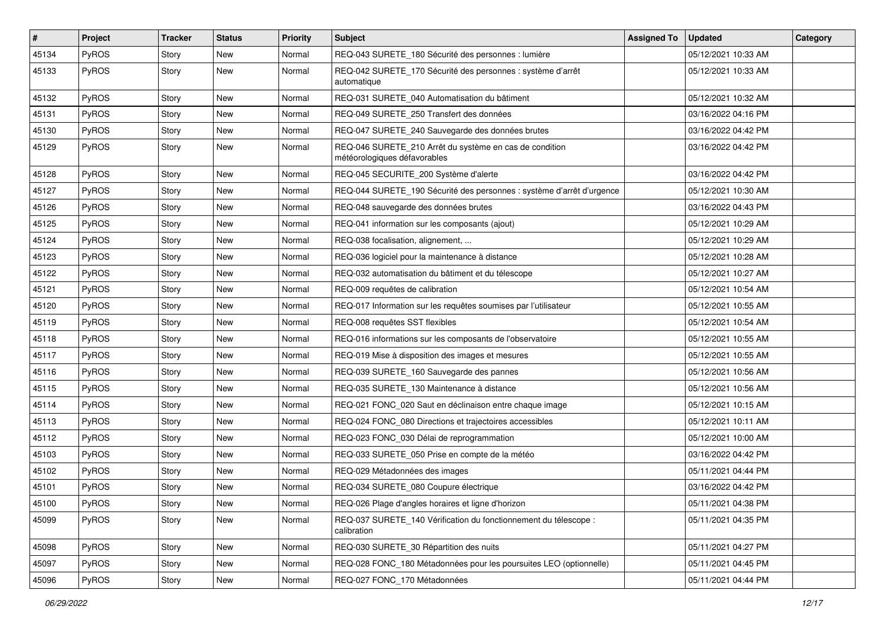| # | Project | Tracker | Status | Priority | Subject | Assigned To | Updated | Category |
|---|---|---|---|---|---|---|---|---|
| 45134 | PyROS | Story | New | Normal | REQ-043 SURETE_180 Sécurité des personnes : lumière | | 05/12/2021 10:33 AM | |
| 45133 | PyROS | Story | New | Normal | REQ-042 SURETE_170 Sécurité des personnes : système d'arrêt automatique | | 05/12/2021 10:33 AM | |
| 45132 | PyROS | Story | New | Normal | REQ-031 SURETE_040 Automatisation du bâtiment | | 05/12/2021 10:32 AM | |
| 45131 | PyROS | Story | New | Normal | REQ-049 SURETE_250 Transfert des données | | 03/16/2022 04:16 PM | |
| 45130 | PyROS | Story | New | Normal | REQ-047 SURETE_240 Sauvegarde des données brutes | | 03/16/2022 04:42 PM | |
| 45129 | PyROS | Story | New | Normal | REQ-046 SURETE_210 Arrêt du système en cas de condition météorologiques défavorables | | 03/16/2022 04:42 PM | |
| 45128 | PyROS | Story | New | Normal | REQ-045 SECURITE_200 Système d'alerte | | 03/16/2022 04:42 PM | |
| 45127 | PyROS | Story | New | Normal | REQ-044 SURETE_190 Sécurité des personnes : système d'arrêt d'urgence | | 05/12/2021 10:30 AM | |
| 45126 | PyROS | Story | New | Normal | REQ-048 sauvegarde des données brutes | | 03/16/2022 04:43 PM | |
| 45125 | PyROS | Story | New | Normal | REQ-041 information sur les composants (ajout) | | 05/12/2021 10:29 AM | |
| 45124 | PyROS | Story | New | Normal | REQ-038 focalisation, alignement, ... | | 05/12/2021 10:29 AM | |
| 45123 | PyROS | Story | New | Normal | REQ-036 logiciel pour la maintenance à distance | | 05/12/2021 10:28 AM | |
| 45122 | PyROS | Story | New | Normal | REQ-032 automatisation du bâtiment et du télescope | | 05/12/2021 10:27 AM | |
| 45121 | PyROS | Story | New | Normal | REQ-009 requêtes de calibration | | 05/12/2021 10:54 AM | |
| 45120 | PyROS | Story | New | Normal | REQ-017 Information sur les requêtes soumises par l'utilisateur | | 05/12/2021 10:55 AM | |
| 45119 | PyROS | Story | New | Normal | REQ-008 requêtes SST flexibles | | 05/12/2021 10:54 AM | |
| 45118 | PyROS | Story | New | Normal | REQ-016 informations sur les composants de l'observatoire | | 05/12/2021 10:55 AM | |
| 45117 | PyROS | Story | New | Normal | REQ-019 Mise à disposition des images et mesures | | 05/12/2021 10:55 AM | |
| 45116 | PyROS | Story | New | Normal | REQ-039 SURETE_160 Sauvegarde des pannes | | 05/12/2021 10:56 AM | |
| 45115 | PyROS | Story | New | Normal | REQ-035 SURETE_130 Maintenance à distance | | 05/12/2021 10:56 AM | |
| 45114 | PyROS | Story | New | Normal | REQ-021 FONC_020 Saut en déclinaison entre chaque image | | 05/12/2021 10:15 AM | |
| 45113 | PyROS | Story | New | Normal | REQ-024 FONC_080 Directions et trajectoires accessibles | | 05/12/2021 10:11 AM | |
| 45112 | PyROS | Story | New | Normal | REQ-023 FONC_030 Délai de reprogrammation | | 05/12/2021 10:00 AM | |
| 45103 | PyROS | Story | New | Normal | REQ-033 SURETE_050 Prise en compte de la météo | | 03/16/2022 04:42 PM | |
| 45102 | PyROS | Story | New | Normal | REQ-029 Métadonnées des images | | 05/11/2021 04:44 PM | |
| 45101 | PyROS | Story | New | Normal | REQ-034 SURETE_080 Coupure électrique | | 03/16/2022 04:42 PM | |
| 45100 | PyROS | Story | New | Normal | REQ-026 Plage d'angles horaires et ligne d'horizon | | 05/11/2021 04:38 PM | |
| 45099 | PyROS | Story | New | Normal | REQ-037 SURETE_140 Vérification du fonctionnement du télescope : calibration | | 05/11/2021 04:35 PM | |
| 45098 | PyROS | Story | New | Normal | REQ-030 SURETE_30 Répartition des nuits | | 05/11/2021 04:27 PM | |
| 45097 | PyROS | Story | New | Normal | REQ-028 FONC_180 Métadonnées pour les poursuites LEO (optionnelle) | | 05/11/2021 04:45 PM | |
| 45096 | PyROS | Story | New | Normal | REQ-027 FONC_170 Métadonnées | | 05/11/2021 04:44 PM | |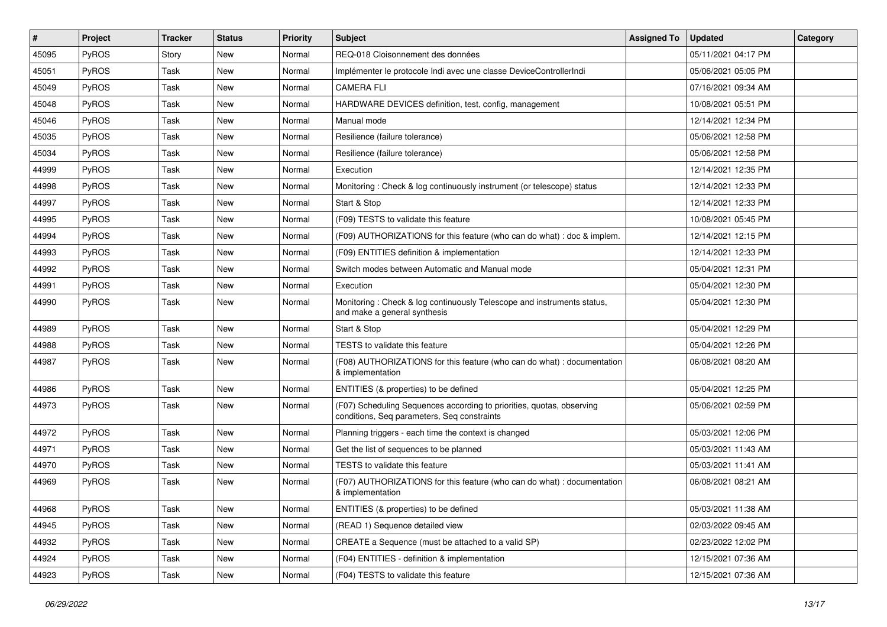| # | Project | Tracker | Status | Priority | Subject | Assigned To | Updated | Category |
|---|---|---|---|---|---|---|---|---|
| 45095 | PyROS | Story | New | Normal | REQ-018 Cloisonnement des données | | 05/11/2021 04:17 PM | |
| 45051 | PyROS | Task | New | Normal | Implémenter le protocole Indi avec une classe DeviceControllerIndi | | 05/06/2021 05:05 PM | |
| 45049 | PyROS | Task | New | Normal | CAMERA FLI | | 07/16/2021 09:34 AM | |
| 45048 | PyROS | Task | New | Normal | HARDWARE DEVICES definition, test, config, management | | 10/08/2021 05:51 PM | |
| 45046 | PyROS | Task | New | Normal | Manual mode | | 12/14/2021 12:34 PM | |
| 45035 | PyROS | Task | New | Normal | Resilience (failure tolerance) | | 05/06/2021 12:58 PM | |
| 45034 | PyROS | Task | New | Normal | Resilience (failure tolerance) | | 05/06/2021 12:58 PM | |
| 44999 | PyROS | Task | New | Normal | Execution | | 12/14/2021 12:35 PM | |
| 44998 | PyROS | Task | New | Normal | Monitoring : Check & log continuously instrument (or telescope) status | | 12/14/2021 12:33 PM | |
| 44997 | PyROS | Task | New | Normal | Start & Stop | | 12/14/2021 12:33 PM | |
| 44995 | PyROS | Task | New | Normal | (F09) TESTS to validate this feature | | 10/08/2021 05:45 PM | |
| 44994 | PyROS | Task | New | Normal | (F09) AUTHORIZATIONS for this feature (who can do what) : doc & implem. | | 12/14/2021 12:15 PM | |
| 44993 | PyROS | Task | New | Normal | (F09) ENTITIES definition & implementation | | 12/14/2021 12:33 PM | |
| 44992 | PyROS | Task | New | Normal | Switch modes between Automatic and Manual mode | | 05/04/2021 12:31 PM | |
| 44991 | PyROS | Task | New | Normal | Execution | | 05/04/2021 12:30 PM | |
| 44990 | PyROS | Task | New | Normal | Monitoring : Check & log continuously Telescope and instruments status, and make a general synthesis | | 05/04/2021 12:30 PM | |
| 44989 | PyROS | Task | New | Normal | Start & Stop | | 05/04/2021 12:29 PM | |
| 44988 | PyROS | Task | New | Normal | TESTS to validate this feature | | 05/04/2021 12:26 PM | |
| 44987 | PyROS | Task | New | Normal | (F08) AUTHORIZATIONS for this feature (who can do what) : documentation & implementation | | 06/08/2021 08:20 AM | |
| 44986 | PyROS | Task | New | Normal | ENTITIES (& properties) to be defined | | 05/04/2021 12:25 PM | |
| 44973 | PyROS | Task | New | Normal | (F07) Scheduling Sequences according to priorities, quotas, observing conditions, Seq parameters, Seq constraints | | 05/06/2021 02:59 PM | |
| 44972 | PyROS | Task | New | Normal | Planning triggers - each time the context is changed | | 05/03/2021 12:06 PM | |
| 44971 | PyROS | Task | New | Normal | Get the list of sequences to be planned | | 05/03/2021 11:43 AM | |
| 44970 | PyROS | Task | New | Normal | TESTS to validate this feature | | 05/03/2021 11:41 AM | |
| 44969 | PyROS | Task | New | Normal | (F07) AUTHORIZATIONS for this feature (who can do what) : documentation & implementation | | 06/08/2021 08:21 AM | |
| 44968 | PyROS | Task | New | Normal | ENTITIES (& properties) to be defined | | 05/03/2021 11:38 AM | |
| 44945 | PyROS | Task | New | Normal | (READ 1) Sequence detailed view | | 02/03/2022 09:45 AM | |
| 44932 | PyROS | Task | New | Normal | CREATE a Sequence (must be attached to a valid SP) | | 02/23/2022 12:02 PM | |
| 44924 | PyROS | Task | New | Normal | (F04) ENTITIES - definition & implementation | | 12/15/2021 07:36 AM | |
| 44923 | PyROS | Task | New | Normal | (F04) TESTS to validate this feature | | 12/15/2021 07:36 AM | |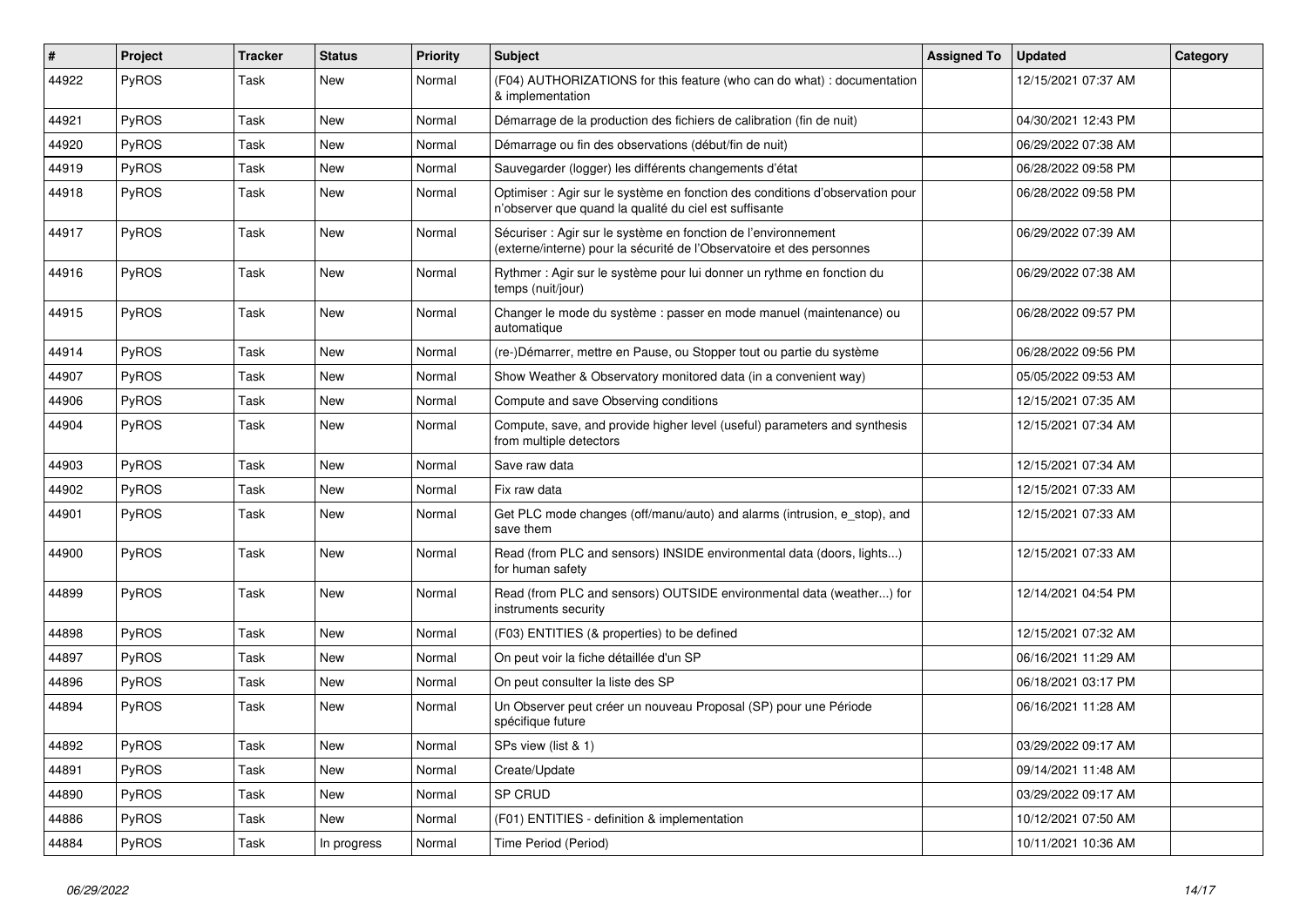| # | Project | Tracker | Status | Priority | Subject | Assigned To | Updated | Category |
|---|---|---|---|---|---|---|---|---|
| 44922 | PyROS | Task | New | Normal | (F04) AUTHORIZATIONS for this feature (who can do what) : documentation & implementation | | 12/15/2021 07:37 AM | |
| 44921 | PyROS | Task | New | Normal | Démarrage de la production des fichiers de calibration (fin de nuit) | | 04/30/2021 12:43 PM | |
| 44920 | PyROS | Task | New | Normal | Démarrage ou fin des observations (début/fin de nuit) | | 06/29/2022 07:38 AM | |
| 44919 | PyROS | Task | New | Normal | Sauvegarder (logger) les différents changements d'état | | 06/28/2022 09:58 PM | |
| 44918 | PyROS | Task | New | Normal | Optimiser : Agir sur le système en fonction des conditions d'observation pour n'observer que quand la qualité du ciel est suffisante | | 06/28/2022 09:58 PM | |
| 44917 | PyROS | Task | New | Normal | Sécuriser : Agir sur le système en fonction de l'environnement (externe/interne) pour la sécurité de l'Observatoire et des personnes | | 06/29/2022 07:39 AM | |
| 44916 | PyROS | Task | New | Normal | Rythmer : Agir sur le système pour lui donner un rythme en fonction du temps (nuit/jour) | | 06/29/2022 07:38 AM | |
| 44915 | PyROS | Task | New | Normal | Changer le mode du système : passer en mode manuel (maintenance) ou automatique | | 06/28/2022 09:57 PM | |
| 44914 | PyROS | Task | New | Normal | (re-)Démarrer, mettre en Pause, ou Stopper tout ou partie du système | | 06/28/2022 09:56 PM | |
| 44907 | PyROS | Task | New | Normal | Show Weather & Observatory monitored data (in a convenient way) | | 05/05/2022 09:53 AM | |
| 44906 | PyROS | Task | New | Normal | Compute and save Observing conditions | | 12/15/2021 07:35 AM | |
| 44904 | PyROS | Task | New | Normal | Compute, save, and provide higher level (useful) parameters and synthesis from multiple detectors | | 12/15/2021 07:34 AM | |
| 44903 | PyROS | Task | New | Normal | Save raw data | | 12/15/2021 07:34 AM | |
| 44902 | PyROS | Task | New | Normal | Fix raw data | | 12/15/2021 07:33 AM | |
| 44901 | PyROS | Task | New | Normal | Get PLC mode changes (off/manu/auto) and alarms (intrusion, e_stop), and save them | | 12/15/2021 07:33 AM | |
| 44900 | PyROS | Task | New | Normal | Read (from PLC and sensors) INSIDE environmental data (doors, lights...) for human safety | | 12/15/2021 07:33 AM | |
| 44899 | PyROS | Task | New | Normal | Read (from PLC and sensors) OUTSIDE environmental data (weather...) for instruments security | | 12/14/2021 04:54 PM | |
| 44898 | PyROS | Task | New | Normal | (F03) ENTITIES (& properties) to be defined | | 12/15/2021 07:32 AM | |
| 44897 | PyROS | Task | New | Normal | On peut voir la fiche détaillée d'un SP | | 06/16/2021 11:29 AM | |
| 44896 | PyROS | Task | New | Normal | On peut consulter la liste des SP | | 06/18/2021 03:17 PM | |
| 44894 | PyROS | Task | New | Normal | Un Observer peut créer un nouveau Proposal (SP) pour une Période spécifique future | | 06/16/2021 11:28 AM | |
| 44892 | PyROS | Task | New | Normal | SPs view (list & 1) | | 03/29/2022 09:17 AM | |
| 44891 | PyROS | Task | New | Normal | Create/Update | | 09/14/2021 11:48 AM | |
| 44890 | PyROS | Task | New | Normal | SP CRUD | | 03/29/2022 09:17 AM | |
| 44886 | PyROS | Task | New | Normal | (F01) ENTITIES - definition & implementation | | 10/12/2021 07:50 AM | |
| 44884 | PyROS | Task | In progress | Normal | Time Period (Period) | | 10/11/2021 10:36 AM | |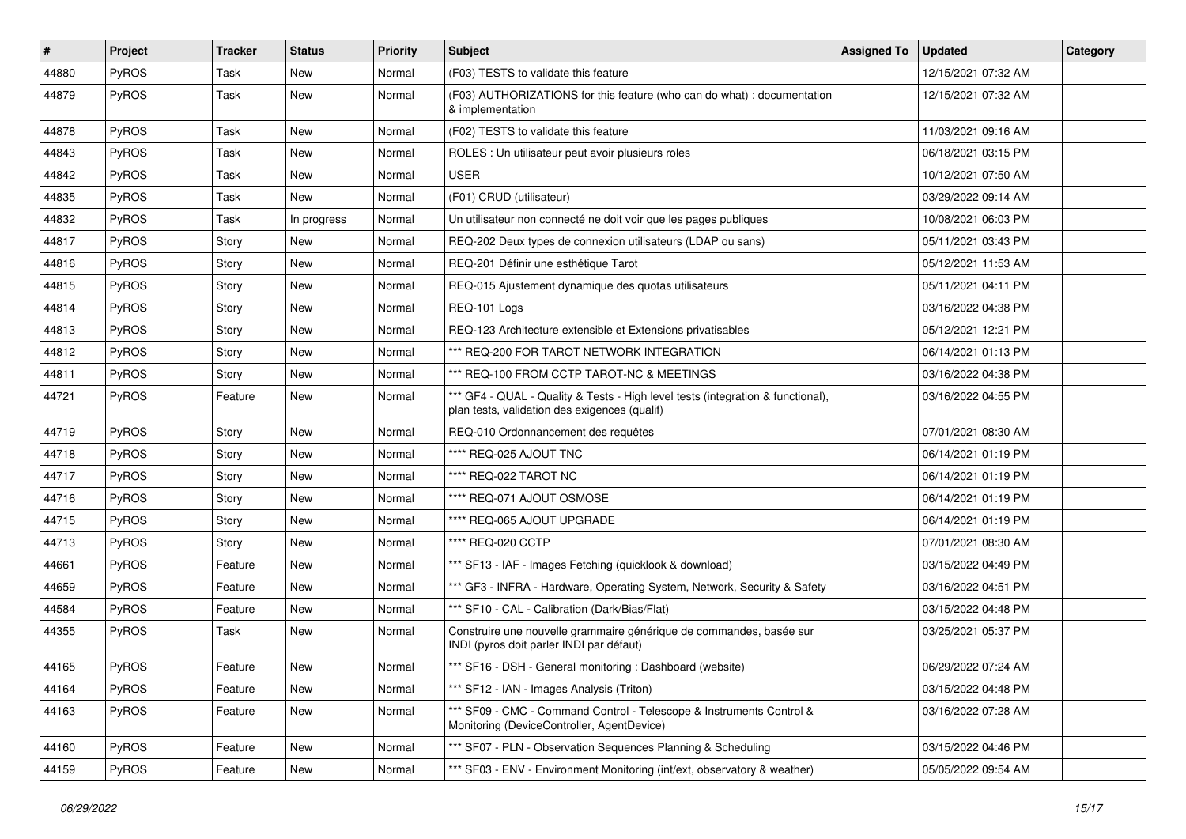| # | Project | Tracker | Status | Priority | Subject | Assigned To | Updated | Category |
|---|---|---|---|---|---|---|---|---|
| 44880 | PyROS | Task | New | Normal | (F03) TESTS to validate this feature | | 12/15/2021 07:32 AM | |
| 44879 | PyROS | Task | New | Normal | (F03) AUTHORIZATIONS for this feature (who can do what) : documentation & implementation | | 12/15/2021 07:32 AM | |
| 44878 | PyROS | Task | New | Normal | (F02) TESTS to validate this feature | | 11/03/2021 09:16 AM | |
| 44843 | PyROS | Task | New | Normal | ROLES : Un utilisateur peut avoir plusieurs roles | | 06/18/2021 03:15 PM | |
| 44842 | PyROS | Task | New | Normal | USER | | 10/12/2021 07:50 AM | |
| 44835 | PyROS | Task | New | Normal | (F01) CRUD (utilisateur) | | 03/29/2022 09:14 AM | |
| 44832 | PyROS | Task | In progress | Normal | Un utilisateur non connecté ne doit voir que les pages publiques | | 10/08/2021 06:03 PM | |
| 44817 | PyROS | Story | New | Normal | REQ-202 Deux types de connexion utilisateurs (LDAP ou sans) | | 05/11/2021 03:43 PM | |
| 44816 | PyROS | Story | New | Normal | REQ-201 Définir une esthétique Tarot | | 05/12/2021 11:53 AM | |
| 44815 | PyROS | Story | New | Normal | REQ-015 Ajustement dynamique des quotas utilisateurs | | 05/11/2021 04:11 PM | |
| 44814 | PyROS | Story | New | Normal | REQ-101 Logs | | 03/16/2022 04:38 PM | |
| 44813 | PyROS | Story | New | Normal | REQ-123 Architecture extensible et Extensions privatisables | | 05/12/2021 12:21 PM | |
| 44812 | PyROS | Story | New | Normal | *** REQ-200 FOR TAROT NETWORK INTEGRATION | | 06/14/2021 01:13 PM | |
| 44811 | PyROS | Story | New | Normal | *** REQ-100 FROM CCTP TAROT-NC & MEETINGS | | 03/16/2022 04:38 PM | |
| 44721 | PyROS | Feature | New | Normal | *** GF4 - QUAL - Quality & Tests - High level tests (integration & functional), plan tests, validation des exigences (qualif) | | 03/16/2022 04:55 PM | |
| 44719 | PyROS | Story | New | Normal | REQ-010 Ordonnancement des requêtes | | 07/01/2021 08:30 AM | |
| 44718 | PyROS | Story | New | Normal | **** REQ-025 AJOUT TNC | | 06/14/2021 01:19 PM | |
| 44717 | PyROS | Story | New | Normal | **** REQ-022 TAROT NC | | 06/14/2021 01:19 PM | |
| 44716 | PyROS | Story | New | Normal | **** REQ-071 AJOUT OSMOSE | | 06/14/2021 01:19 PM | |
| 44715 | PyROS | Story | New | Normal | **** REQ-065 AJOUT UPGRADE | | 06/14/2021 01:19 PM | |
| 44713 | PyROS | Story | New | Normal | **** REQ-020 CCTP | | 07/01/2021 08:30 AM | |
| 44661 | PyROS | Feature | New | Normal | *** SF13 - IAF - Images Fetching (quicklook & download) | | 03/15/2022 04:49 PM | |
| 44659 | PyROS | Feature | New | Normal | *** GF3 - INFRA - Hardware, Operating System, Network, Security & Safety | | 03/16/2022 04:51 PM | |
| 44584 | PyROS | Feature | New | Normal | *** SF10 - CAL - Calibration (Dark/Bias/Flat) | | 03/15/2022 04:48 PM | |
| 44355 | PyROS | Task | New | Normal | Construire une nouvelle grammaire générique de commandes, basée sur INDI (pyros doit parler INDI par défaut) | | 03/25/2021 05:37 PM | |
| 44165 | PyROS | Feature | New | Normal | *** SF16 - DSH - General monitoring : Dashboard (website) | | 06/29/2022 07:24 AM | |
| 44164 | PyROS | Feature | New | Normal | *** SF12 - IAN - Images Analysis (Triton) | | 03/15/2022 04:48 PM | |
| 44163 | PyROS | Feature | New | Normal | *** SF09 - CMC - Command Control - Telescope & Instruments Control & Monitoring (DeviceController, AgentDevice) | | 03/16/2022 07:28 AM | |
| 44160 | PyROS | Feature | New | Normal | *** SF07 - PLN - Observation Sequences Planning & Scheduling | | 03/15/2022 04:46 PM | |
| 44159 | PyROS | Feature | New | Normal | *** SF03 - ENV - Environment Monitoring (int/ext, observatory & weather) | | 05/05/2022 09:54 AM | |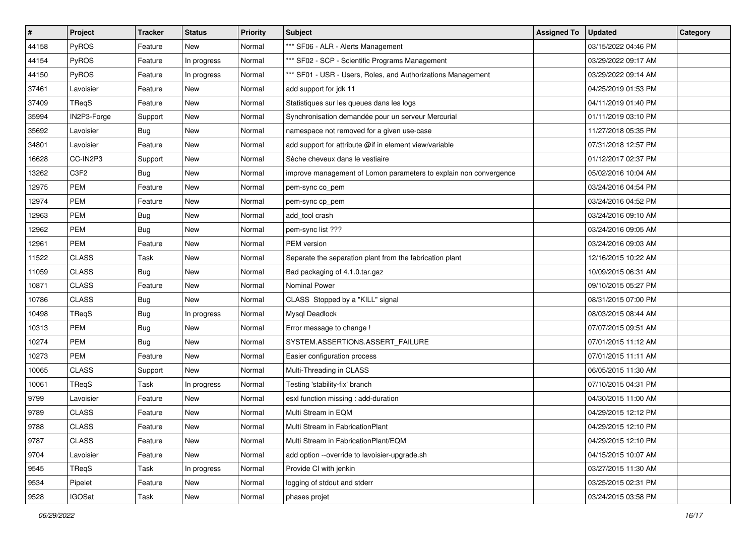| # | Project | Tracker | Status | Priority | Subject | Assigned To | Updated | Category |
|---|---|---|---|---|---|---|---|---|
| 44158 | PyROS | Feature | New | Normal | *** SF06 - ALR - Alerts Management | | 03/15/2022 04:46 PM | |
| 44154 | PyROS | Feature | In progress | Normal | *** SF02 - SCP - Scientific Programs Management | | 03/29/2022 09:17 AM | |
| 44150 | PyROS | Feature | In progress | Normal | *** SF01 - USR - Users, Roles, and Authorizations Management | | 03/29/2022 09:14 AM | |
| 37461 | Lavoisier | Feature | New | Normal | add support for jdk 11 | | 04/25/2019 01:53 PM | |
| 37409 | TReqS | Feature | New | Normal | Statistiques sur les queues dans les logs | | 04/11/2019 01:40 PM | |
| 35994 | IN2P3-Forge | Support | New | Normal | Synchronisation demandée pour un serveur Mercurial | | 01/11/2019 03:10 PM | |
| 35692 | Lavoisier | Bug | New | Normal | namespace not removed for a given use-case | | 11/27/2018 05:35 PM | |
| 34801 | Lavoisier | Feature | New | Normal | add support for attribute @if in element view/variable | | 07/31/2018 12:57 PM | |
| 16628 | CC-IN2P3 | Support | New | Normal | Sèche cheveux dans le vestiaire | | 01/12/2017 02:37 PM | |
| 13262 | C3F2 | Bug | New | Normal | improve management of Lomon parameters to explain non convergence | | 05/02/2016 10:04 AM | |
| 12975 | PEM | Feature | New | Normal | pem-sync co_pem | | 03/24/2016 04:54 PM | |
| 12974 | PEM | Feature | New | Normal | pem-sync cp_pem | | 03/24/2016 04:52 PM | |
| 12963 | PEM | Bug | New | Normal | add_tool crash | | 03/24/2016 09:10 AM | |
| 12962 | PEM | Bug | New | Normal | pem-sync list ??? | | 03/24/2016 09:05 AM | |
| 12961 | PEM | Feature | New | Normal | PEM version | | 03/24/2016 09:03 AM | |
| 11522 | CLASS | Task | New | Normal | Separate the separation plant from the fabrication plant | | 12/16/2015 10:22 AM | |
| 11059 | CLASS | Bug | New | Normal | Bad packaging of 4.1.0.tar.gaz | | 10/09/2015 06:31 AM | |
| 10871 | CLASS | Feature | New | Normal | Nominal Power | | 09/10/2015 05:27 PM | |
| 10786 | CLASS | Bug | New | Normal | CLASS Stopped by a "KILL" signal | | 08/31/2015 07:00 PM | |
| 10498 | TReqS | Bug | In progress | Normal | Mysql Deadlock | | 08/03/2015 08:44 AM | |
| 10313 | PEM | Bug | New | Normal | Error message to change ! | | 07/07/2015 09:51 AM | |
| 10274 | PEM | Bug | New | Normal | SYSTEM.ASSERTIONS.ASSERT_FAILURE | | 07/01/2015 11:12 AM | |
| 10273 | PEM | Feature | New | Normal | Easier configuration process | | 07/01/2015 11:11 AM | |
| 10065 | CLASS | Support | New | Normal | Multi-Threading in CLASS | | 06/05/2015 11:30 AM | |
| 10061 | TReqS | Task | In progress | Normal | Testing 'stability-fix' branch | | 07/10/2015 04:31 PM | |
| 9799 | Lavoisier | Feature | New | Normal | esxl function missing : add-duration | | 04/30/2015 11:00 AM | |
| 9789 | CLASS | Feature | New | Normal | Multi Stream in EQM | | 04/29/2015 12:12 PM | |
| 9788 | CLASS | Feature | New | Normal | Multi Stream in FabricationPlant | | 04/29/2015 12:10 PM | |
| 9787 | CLASS | Feature | New | Normal | Multi Stream in FabricationPlant/EQM | | 04/29/2015 12:10 PM | |
| 9704 | Lavoisier | Feature | New | Normal | add option --override to lavoisier-upgrade.sh | | 04/15/2015 10:07 AM | |
| 9545 | TReqS | Task | In progress | Normal | Provide CI with jenkin | | 03/27/2015 11:30 AM | |
| 9534 | Pipelet | Feature | New | Normal | logging of stdout and stderr | | 03/25/2015 02:31 PM | |
| 9528 | IGOSat | Task | New | Normal | phases projet | | 03/24/2015 03:58 PM | |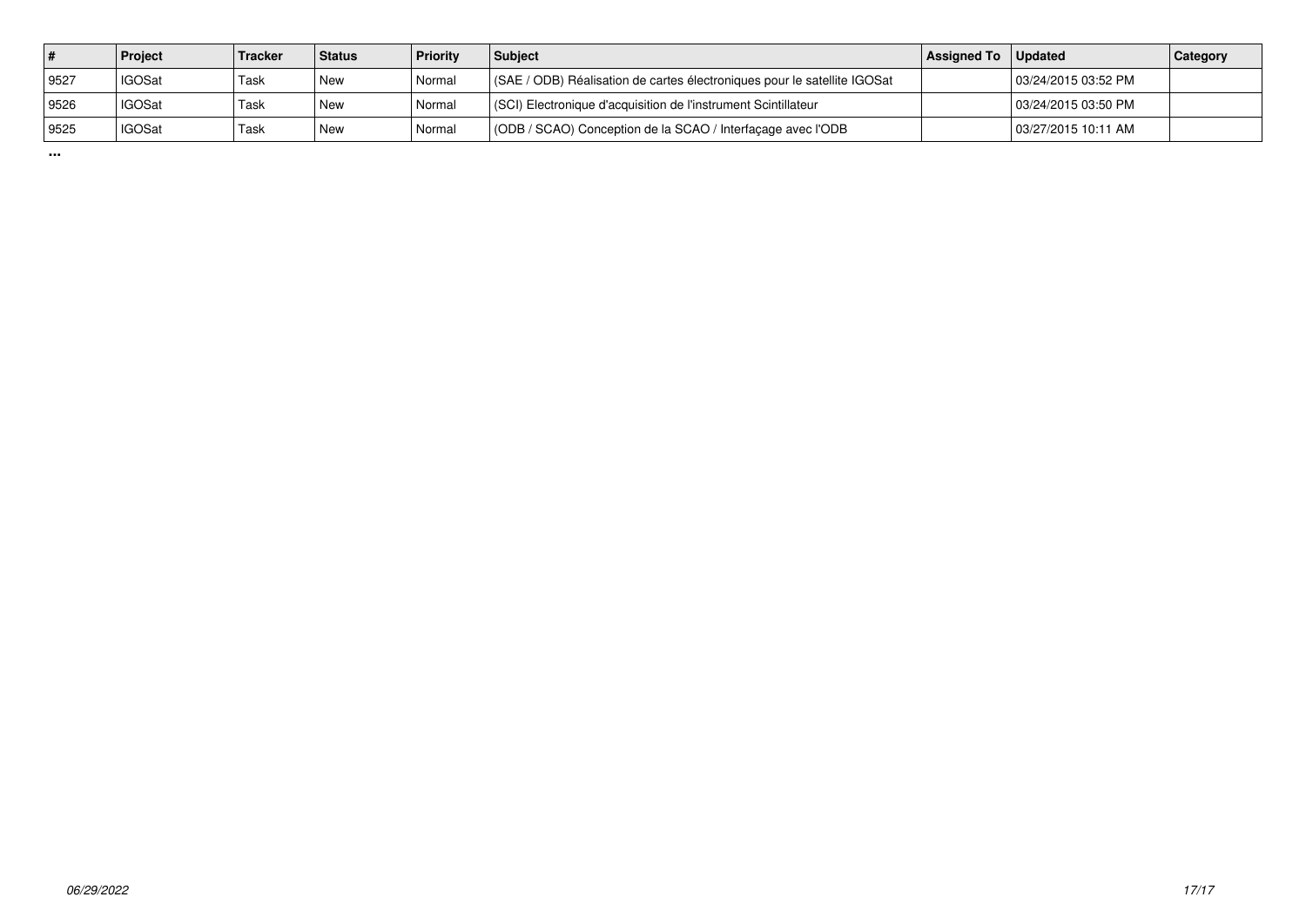| # | Project | Tracker | Status | Priority | Subject | Assigned To | Updated | Category |
|---|---|---|---|---|---|---|---|---|
| 9527 | IGOSat | Task | New | Normal | (SAE / ODB) Réalisation de cartes électroniques pour le satellite IGOSat | | 03/24/2015 03:52 PM | |
| 9526 | IGOSat | Task | New | Normal | (SCI) Electronique d'acquisition de l'instrument Scintillateur | | 03/24/2015 03:50 PM | |
| 9525 | IGOSat | Task | New | Normal | (ODB / SCAO) Conception de la SCAO / Interfaçage avec l'ODB | | 03/27/2015 10:11 AM | |

...